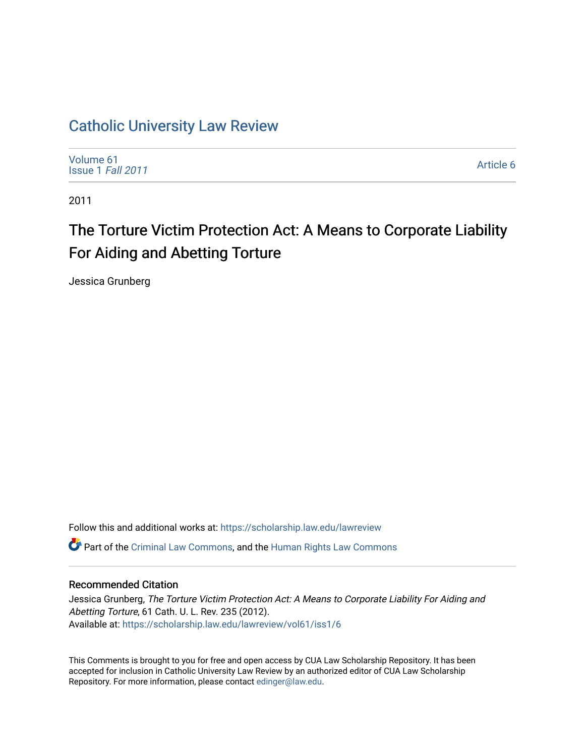# Catholic University Law Review

Volume 61
Issue 1 *Fall 2011*

Article 6

2011

## The Torture Victim Protection Act: A Means to Corporate Liability For Aiding and Abetting Torture

Jessica Grunberg

Follow this and additional works at: https://scholarship.law.edu/lawreview

Part of the Criminal Law Commons, and the Human Rights Law Commons

### Recommended Citation

Jessica Grunberg, *The Torture Victim Protection Act: A Means to Corporate Liability For Aiding and Abetting Torture*, 61 Cath. U. L. Rev. 235 (2012).
Available at: https://scholarship.law.edu/lawreview/vol61/iss1/6

This Comments is brought to you for free and open access by CUA Law Scholarship Repository. It has been accepted for inclusion in Catholic University Law Review by an authorized editor of CUA Law Scholarship Repository. For more information, please contact edinger@law.edu.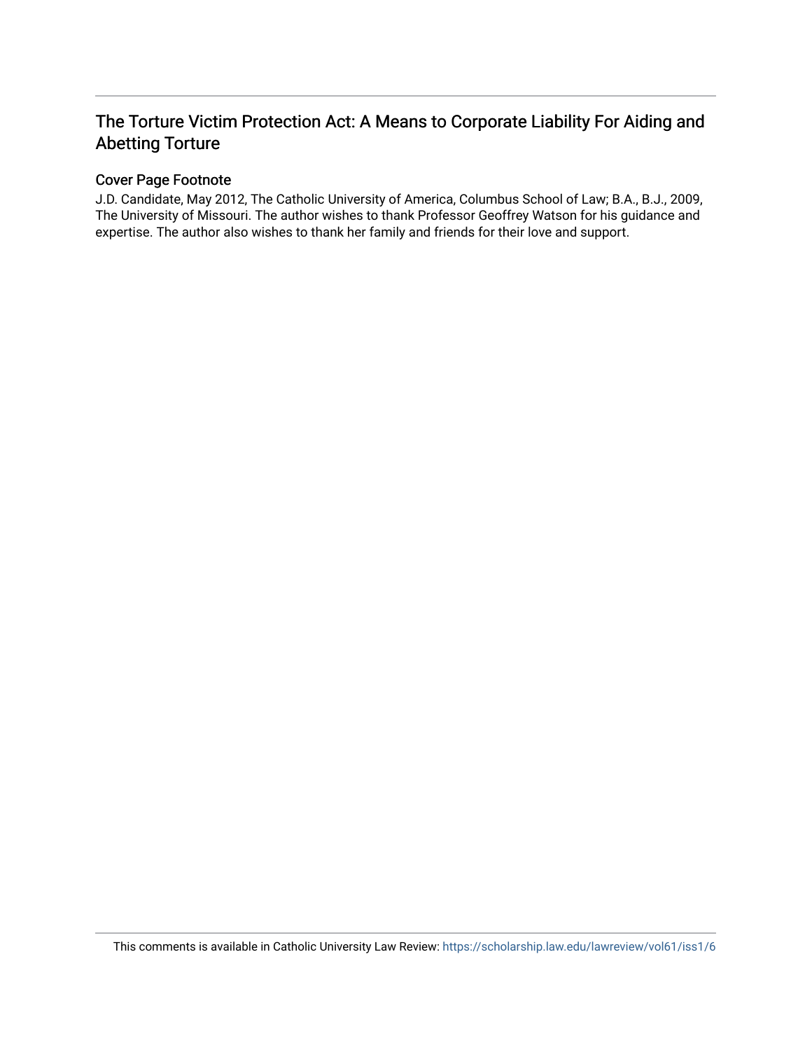## The Torture Victim Protection Act: A Means to Corporate Liability For Aiding and Abetting Torture

### Cover Page Footnote

J.D. Candidate, May 2012, The Catholic University of America, Columbus School of Law; B.A., B.J., 2009, The University of Missouri. The author wishes to thank Professor Geoffrey Watson for his guidance and expertise. The author also wishes to thank her family and friends for their love and support.

This comments is available in Catholic University Law Review: https://scholarship.law.edu/lawreview/vol61/iss1/6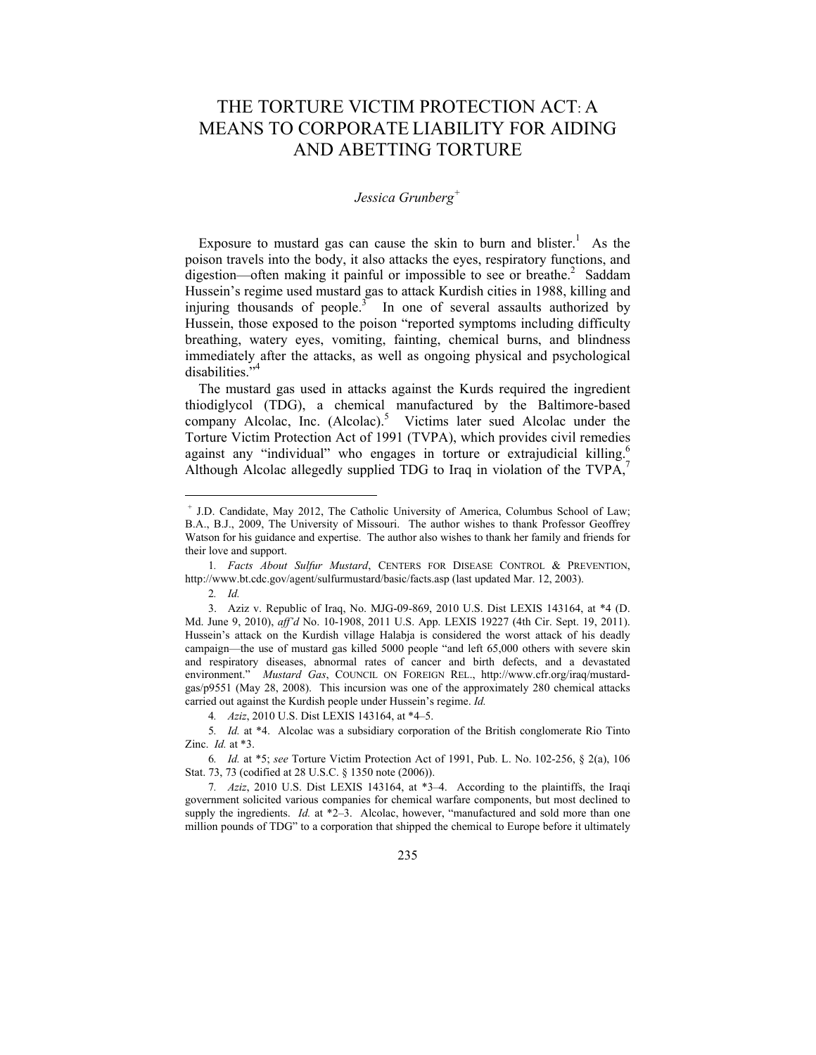# THE TORTURE VICTIM PROTECTION ACT: A MEANS TO CORPORATE LIABILITY FOR AIDING AND ABETTING TORTURE

*Jessica Grunberg*[+]

Exposure to mustard gas can cause the skin to burn and blister.[1] As the poison travels into the body, it also attacks the eyes, respiratory functions, and digestion—often making it painful or impossible to see or breathe.[2] Saddam Hussein's regime used mustard gas to attack Kurdish cities in 1988, killing and injuring thousands of people.[3] In one of several assaults authorized by Hussein, those exposed to the poison "reported symptoms including difficulty breathing, watery eyes, vomiting, fainting, chemical burns, and blindness immediately after the attacks, as well as ongoing physical and psychological disabilities."[4]

The mustard gas used in attacks against the Kurds required the ingredient thiodiglycol (TDG), a chemical manufactured by the Baltimore-based company Alcolac, Inc. (Alcolac).[5] Victims later sued Alcolac under the Torture Victim Protection Act of 1991 (TVPA), which provides civil remedies against any "individual" who engages in torture or extrajudicial killing.[6] Although Alcolac allegedly supplied TDG to Iraq in violation of the TVPA,[7]

---

[+] J.D. Candidate, May 2012, The Catholic University of America, Columbus School of Law; B.A., B.J., 2009, The University of Missouri. The author wishes to thank Professor Geoffrey Watson for his guidance and expertise. The author also wishes to thank her family and friends for their love and support.

1. *Facts About Sulfur Mustard*, CENTERS FOR DISEASE CONTROL & PREVENTION, http://www.bt.cdc.gov/agent/sulfurmustard/basic/facts.asp (last updated Mar. 12, 2003).

2. *Id.*

3. Aziz v. Republic of Iraq, No. MJG-09-869, 2010 U.S. Dist LEXIS 143164, at *4 (D. Md. June 9, 2010), *aff'd* No. 10-1908, 2011 U.S. App. LEXIS 19227 (4th Cir. Sept. 19, 2011). Hussein's attack on the Kurdish village Halabja is considered the worst attack of his deadly campaign—the use of mustard gas killed 5000 people "and left 65,000 others with severe skin and respiratory diseases, abnormal rates of cancer and birth defects, and a devastated environment." *Mustard Gas*, COUNCIL ON FOREIGN REL., http://www.cfr.org/iraq/mustard-gas/p9551 (May 28, 2008). This incursion was one of the approximately 280 chemical attacks carried out against the Kurdish people under Hussein's regime. *Id.*

4. *Aziz*, 2010 U.S. Dist LEXIS 143164, at *4–5.

5. *Id.* at *4. Alcolac was a subsidiary corporation of the British conglomerate Rio Tinto Zinc. *Id.* at *3.

6. *Id.* at *5; *see* Torture Victim Protection Act of 1991, Pub. L. No. 102-256, § 2(a), 106 Stat. 73, 73 (codified at 28 U.S.C. § 1350 note (2006)).

7. *Aziz*, 2010 U.S. Dist LEXIS 143164, at *3–4. According to the plaintiffs, the Iraqi government solicited various companies for chemical warfare components, but most declined to supply the ingredients. *Id.* at *2–3. Alcolac, however, "manufactured and sold more than one million pounds of TDG" to a corporation that shipped the chemical to Europe before it ultimately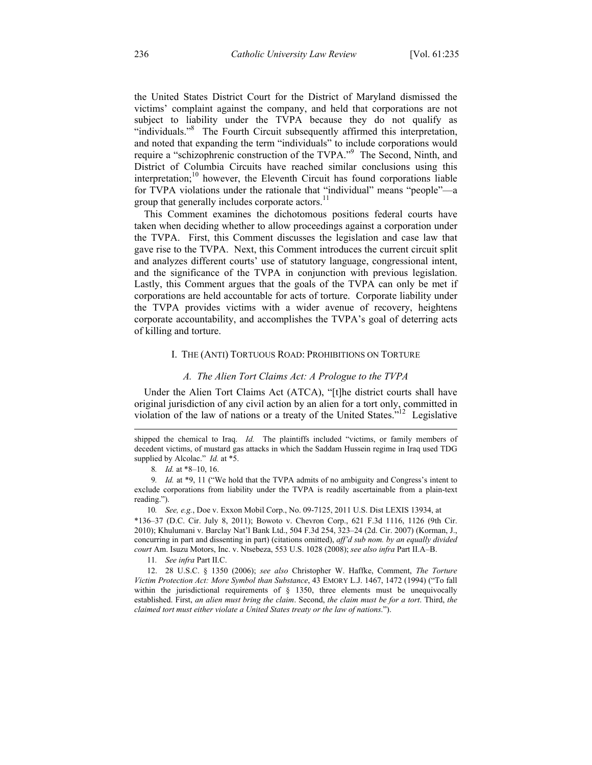the United States District Court for the District of Maryland dismissed the victims' complaint against the company, and held that corporations are not subject to liability under the TVPA because they do not qualify as "individuals."[8] The Fourth Circuit subsequently affirmed this interpretation, and noted that expanding the term "individuals" to include corporations would require a "schizophrenic construction of the TVPA."[9] The Second, Ninth, and District of Columbia Circuits have reached similar conclusions using this interpretation;[10] however, the Eleventh Circuit has found corporations liable for TVPA violations under the rationale that "individual" means "people"—a group that generally includes corporate actors.[11]

This Comment examines the dichotomous positions federal courts have taken when deciding whether to allow proceedings against a corporation under the TVPA. First, this Comment discusses the legislation and case law that gave rise to the TVPA. Next, this Comment introduces the current circuit split and analyzes different courts' use of statutory language, congressional intent, and the significance of the TVPA in conjunction with previous legislation. Lastly, this Comment argues that the goals of the TVPA can only be met if corporations are held accountable for acts of torture. Corporate liability under the TVPA provides victims with a wider avenue of recovery, heightens corporate accountability, and accomplishes the TVPA's goal of deterring acts of killing and torture.

## I. THE (ANTI) TORTUOUS ROAD: PROHIBITIONS ON TORTURE

### *A. The Alien Tort Claims Act: A Prologue to the TVPA*

Under the Alien Tort Claims Act (ATCA), "[t]he district courts shall have original jurisdiction of any civil action by an alien for a tort only, committed in violation of the law of nations or a treaty of the United States."[12] Legislative

---

shipped the chemical to Iraq. *Id.* The plaintiffs included "victims, or family members of decedent victims, of mustard gas attacks in which the Saddam Hussein regime in Iraq used TDG supplied by Alcolac." *Id.* at *5.

8. *Id.* at *8–10, 16.

9. *Id.* at *9, 11 ("We hold that the TVPA admits of no ambiguity and Congress's intent to exclude corporations from liability under the TVPA is readily ascertainable from a plain-text reading.").

10. *See, e.g.*, Doe v. Exxon Mobil Corp., No. 09-7125, 2011 U.S. Dist LEXIS 13934, at *136–37 (D.C. Cir. July 8, 2011); Bowoto v. Chevron Corp., 621 F.3d 1116, 1126 (9th Cir. 2010); Khulumani v. Barclay Nat'l Bank Ltd., 504 F.3d 254, 323–24 (2d. Cir. 2007) (Korman, J., concurring in part and dissenting in part) (citations omitted), *aff'd sub nom. by an equally divided court* Am. Isuzu Motors, Inc. v. Ntsebeza, 553 U.S. 1028 (2008); *see also infra* Part II.A–B.

11. *See infra* Part II.C.

12. 28 U.S.C. § 1350 (2006); *see also* Christopher W. Haffke, Comment, *The Torture Victim Protection Act: More Symbol than Substance*, 43 EMORY L.J. 1467, 1472 (1994) ("To fall within the jurisdictional requirements of § 1350, three elements must be unequivocally established. First, *an alien must bring the claim*. Second, *the claim must be for a tort*. Third, *the claimed tort must either violate a United States treaty or the law of nations*.").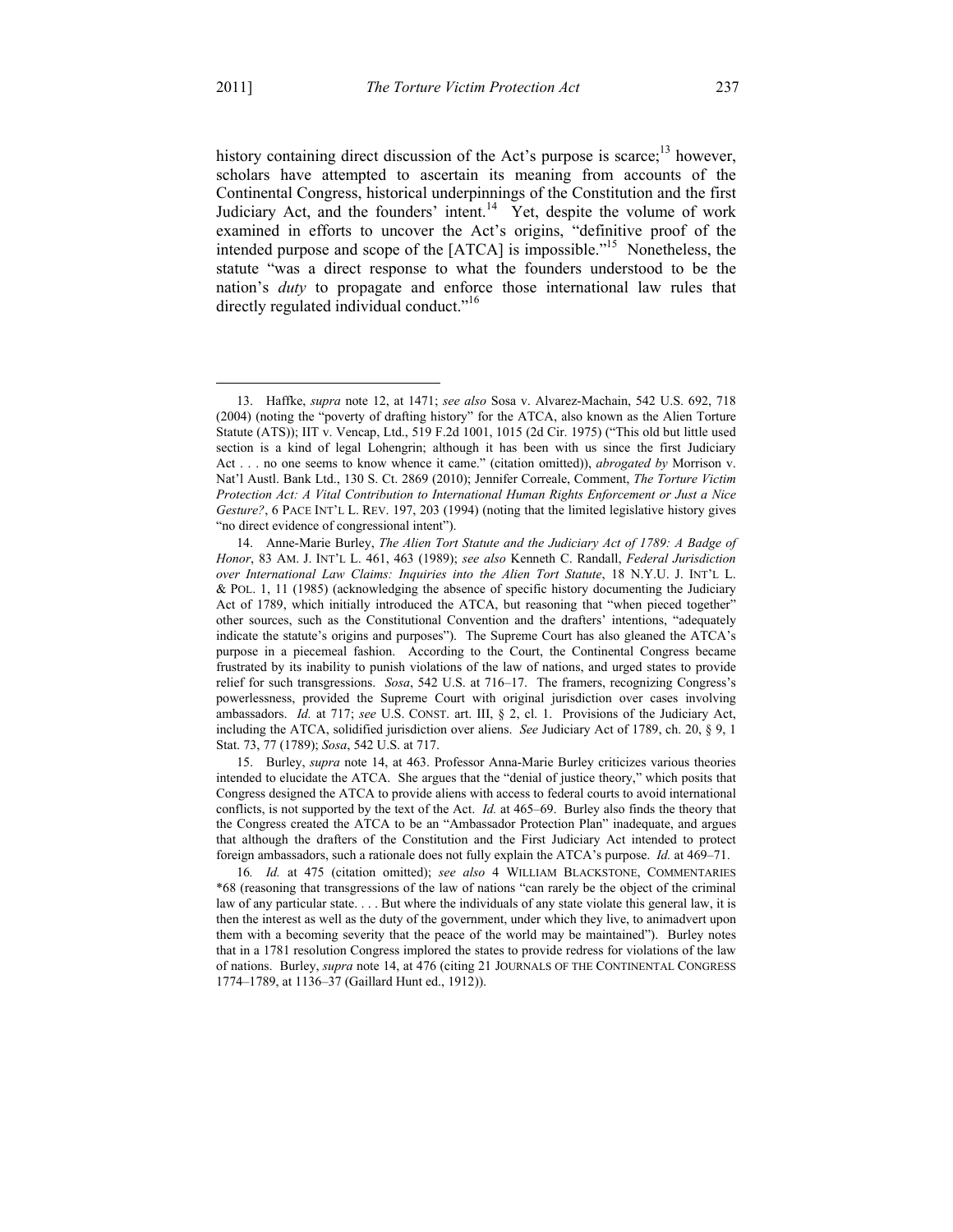history containing direct discussion of the Act's purpose is scarce;[13] however, scholars have attempted to ascertain its meaning from accounts of the Continental Congress, historical underpinnings of the Constitution and the first Judiciary Act, and the founders' intent.[14] Yet, despite the volume of work examined in efforts to uncover the Act's origins, "definitive proof of the intended purpose and scope of the [ATCA] is impossible."[15] Nonetheless, the statute "was a direct response to what the founders understood to be the nation's *duty* to propagate and enforce those international law rules that directly regulated individual conduct."[16]

---

13. Haffke, *supra* note 12, at 1471; *see also* Sosa v. Alvarez-Machain, 542 U.S. 692, 718 (2004) (noting the "poverty of drafting history" for the ATCA, also known as the Alien Torture Statute (ATS)); IIT v. Vencap, Ltd., 519 F.2d 1001, 1015 (2d Cir. 1975) ("This old but little used section is a kind of legal Lohengrin; although it has been with us since the first Judiciary Act . . . no one seems to know whence it came." (citation omitted)), *abrogated by* Morrison v. Nat'l Austl. Bank Ltd., 130 S. Ct. 2869 (2010); Jennifer Correale, Comment, *The Torture Victim Protection Act: A Vital Contribution to International Human Rights Enforcement or Just a Nice Gesture?*, 6 PACE INT'L L. REV. 197, 203 (1994) (noting that the limited legislative history gives "no direct evidence of congressional intent").

14. Anne-Marie Burley, *The Alien Tort Statute and the Judiciary Act of 1789: A Badge of Honor*, 83 AM. J. INT'L L. 461, 463 (1989); *see also* Kenneth C. Randall, *Federal Jurisdiction over International Law Claims: Inquiries into the Alien Tort Statute*, 18 N.Y.U. J. INT'L L. & POL. 1, 11 (1985) (acknowledging the absence of specific history documenting the Judiciary Act of 1789, which initially introduced the ATCA, but reasoning that "when pieced together" other sources, such as the Constitutional Convention and the drafters' intentions, "adequately indicate the statute's origins and purposes"). The Supreme Court has also gleaned the ATCA's purpose in a piecemeal fashion. According to the Court, the Continental Congress became frustrated by its inability to punish violations of the law of nations, and urged states to provide relief for such transgressions. *Sosa*, 542 U.S. at 716–17. The framers, recognizing Congress's powerlessness, provided the Supreme Court with original jurisdiction over cases involving ambassadors. *Id.* at 717; *see* U.S. CONST. art. III, § 2, cl. 1. Provisions of the Judiciary Act, including the ATCA, solidified jurisdiction over aliens. *See* Judiciary Act of 1789, ch. 20, § 9, 1 Stat. 73, 77 (1789); *Sosa*, 542 U.S. at 717.

15. Burley, *supra* note 14, at 463. Professor Anna-Marie Burley criticizes various theories intended to elucidate the ATCA. She argues that the "denial of justice theory," which posits that Congress designed the ATCA to provide aliens with access to federal courts to avoid international conflicts, is not supported by the text of the Act. *Id.* at 465–69. Burley also finds the theory that the Congress created the ATCA to be an "Ambassador Protection Plan" inadequate, and argues that although the drafters of the Constitution and the First Judiciary Act intended to protect foreign ambassadors, such a rationale does not fully explain the ATCA's purpose. *Id.* at 469–71.

16. *Id.* at 475 (citation omitted); *see also* 4 WILLIAM BLACKSTONE, COMMENTARIES *68 (reasoning that transgressions of the law of nations "can rarely be the object of the criminal law of any particular state. . . . But where the individuals of any state violate this general law, it is then the interest as well as the duty of the government, under which they live, to animadvert upon them with a becoming severity that the peace of the world may be maintained"). Burley notes that in a 1781 resolution Congress implored the states to provide redress for violations of the law of nations. Burley, *supra* note 14, at 476 (citing 21 JOURNALS OF THE CONTINENTAL CONGRESS 1774–1789, at 1136–37 (Gaillard Hunt ed., 1912)).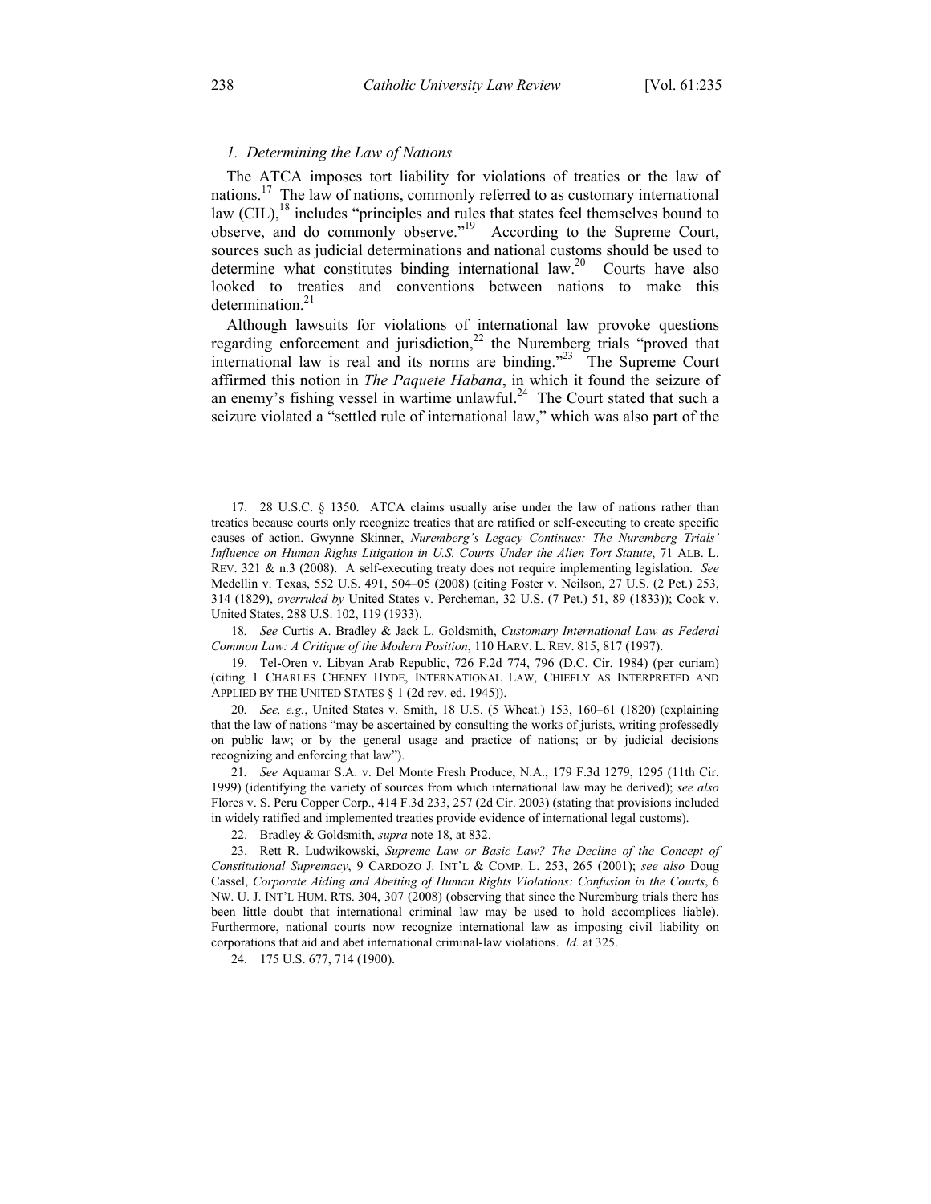### *1. Determining the Law of Nations*

The ATCA imposes tort liability for violations of treaties or the law of nations.[17] The law of nations, commonly referred to as customary international law (CIL),[18] includes "principles and rules that states feel themselves bound to observe, and do commonly observe."[19] According to the Supreme Court, sources such as judicial determinations and national customs should be used to determine what constitutes binding international law.[20] Courts have also looked to treaties and conventions between nations to make this determination.[21]

Although lawsuits for violations of international law provoke questions regarding enforcement and jurisdiction,[22] the Nuremberg trials "proved that international law is real and its norms are binding."[23] The Supreme Court affirmed this notion in *The Paquete Habana*, in which it found the seizure of an enemy's fishing vessel in wartime unlawful.[24] The Court stated that such a seizure violated a "settled rule of international law," which was also part of the

---

17. 28 U.S.C. § 1350. ATCA claims usually arise under the law of nations rather than treaties because courts only recognize treaties that are ratified or self-executing to create specific causes of action. Gwynne Skinner, *Nuremberg's Legacy Continues: The Nuremberg Trials' Influence on Human Rights Litigation in U.S. Courts Under the Alien Tort Statute*, 71 ALB. L. REV. 321 & n.3 (2008). A self-executing treaty does not require implementing legislation. *See* Medellin v. Texas, 552 U.S. 491, 504–05 (2008) (citing Foster v. Neilson, 27 U.S. (2 Pet.) 253, 314 (1829), *overruled by* United States v. Percheman, 32 U.S. (7 Pet.) 51, 89 (1833)); Cook v. United States, 288 U.S. 102, 119 (1933).

18. *See* Curtis A. Bradley & Jack L. Goldsmith, *Customary International Law as Federal Common Law: A Critique of the Modern Position*, 110 HARV. L. REV. 815, 817 (1997).

19. Tel-Oren v. Libyan Arab Republic, 726 F.2d 774, 796 (D.C. Cir. 1984) (per curiam) (citing 1 CHARLES CHENEY HYDE, INTERNATIONAL LAW, CHIEFLY AS INTERPRETED AND APPLIED BY THE UNITED STATES § 1 (2d rev. ed. 1945)).

20. *See, e.g.*, United States v. Smith, 18 U.S. (5 Wheat.) 153, 160–61 (1820) (explaining that the law of nations "may be ascertained by consulting the works of jurists, writing professedly on public law; or by the general usage and practice of nations; or by judicial decisions recognizing and enforcing that law").

21. *See* Aquamar S.A. v. Del Monte Fresh Produce, N.A., 179 F.3d 1279, 1295 (11th Cir. 1999) (identifying the variety of sources from which international law may be derived); *see also* Flores v. S. Peru Copper Corp., 414 F.3d 233, 257 (2d Cir. 2003) (stating that provisions included in widely ratified and implemented treaties provide evidence of international legal customs).

22. Bradley & Goldsmith, *supra* note 18, at 832.

23. Rett R. Ludwikowski, *Supreme Law or Basic Law? The Decline of the Concept of Constitutional Supremacy*, 9 CARDOZO J. INT'L & COMP. L. 253, 265 (2001); *see also* Doug Cassel, *Corporate Aiding and Abetting of Human Rights Violations: Confusion in the Courts*, 6 NW. U. J. INT'L HUM. RTS. 304, 307 (2008) (observing that since the Nuremburg trials there has been little doubt that international criminal law may be used to hold accomplices liable). Furthermore, national courts now recognize international law as imposing civil liability on corporations that aid and abet international criminal-law violations. *Id.* at 325.

24. 175 U.S. 677, 714 (1900).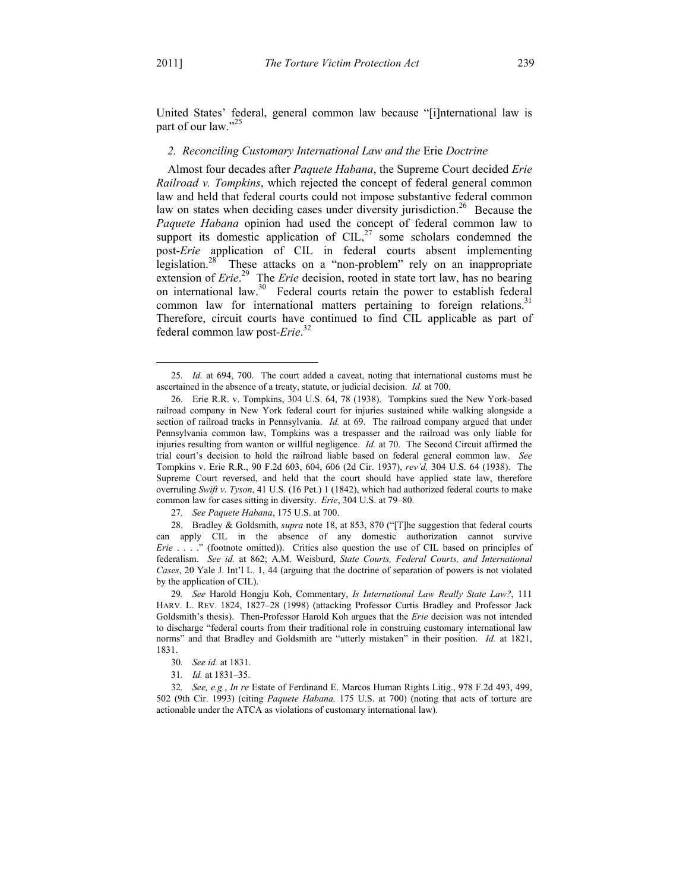United States' federal, general common law because "[i]nternational law is part of our law."[25]

### *2. Reconciling Customary International Law and the* Erie *Doctrine*

Almost four decades after *Paquete Habana*, the Supreme Court decided *Erie Railroad v. Tompkins*, which rejected the concept of federal general common law and held that federal courts could not impose substantive federal common law on states when deciding cases under diversity jurisdiction.[26] Because the *Paquete Habana* opinion had used the concept of federal common law to support its domestic application of CIL,[27] some scholars condemned the post-*Erie* application of CIL in federal courts absent implementing legislation.[28] These attacks on a "non-problem" rely on an inappropriate extension of *Erie*.[29] The *Erie* decision, rooted in state tort law, has no bearing on international law.[30] Federal courts retain the power to establish federal common law for international matters pertaining to foreign relations.[31] Therefore, circuit courts have continued to find CIL applicable as part of federal common law post-*Erie*.[32]

---

25. *Id.* at 694, 700. The court added a caveat, noting that international customs must be ascertained in the absence of a treaty, statute, or judicial decision. *Id.* at 700.

26. Erie R.R. v. Tompkins, 304 U.S. 64, 78 (1938). Tompkins sued the New York-based railroad company in New York federal court for injuries sustained while walking alongside a section of railroad tracks in Pennsylvania. *Id.* at 69. The railroad company argued that under Pennsylvania common law, Tompkins was a trespasser and the railroad was only liable for injuries resulting from wanton or willful negligence. *Id.* at 70. The Second Circuit affirmed the trial court's decision to hold the railroad liable based on federal general common law. *See* Tompkins v. Erie R.R., 90 F.2d 603, 604, 606 (2d Cir. 1937), *rev'd,* 304 U.S. 64 (1938). The Supreme Court reversed, and held that the court should have applied state law, therefore overruling *Swift v. Tyson*, 41 U.S. (16 Pet.) 1 (1842), which had authorized federal courts to make common law for cases sitting in diversity. *Erie*, 304 U.S. at 79–80.

27. *See Paquete Habana*, 175 U.S. at 700.

28. Bradley & Goldsmith, *supra* note 18, at 853, 870 ("[T]he suggestion that federal courts can apply CIL in the absence of any domestic authorization cannot survive *Erie* . . . ." (footnote omitted)). Critics also question the use of CIL based on principles of federalism. *See id.* at 862; A.M. Weisburd, *State Courts, Federal Courts, and International Cases*, 20 Yale J. Int'l L. 1, 44 (arguing that the doctrine of separation of powers is not violated by the application of CIL).

29. *See* Harold Hongju Koh, Commentary, *Is International Law Really State Law?*, 111 HARV. L. REV. 1824, 1827–28 (1998) (attacking Professor Curtis Bradley and Professor Jack Goldsmith's thesis). Then-Professor Harold Koh argues that the *Erie* decision was not intended to discharge "federal courts from their traditional role in construing customary international law norms" and that Bradley and Goldsmith are "utterly mistaken" in their position. *Id.* at 1821, 1831.

30. *See id.* at 1831.

31. *Id.* at 1831–35.

32. *See, e.g.*, *In re* Estate of Ferdinand E. Marcos Human Rights Litig., 978 F.2d 493, 499, 502 (9th Cir. 1993) (citing *Paquete Habana,* 175 U.S. at 700) (noting that acts of torture are actionable under the ATCA as violations of customary international law).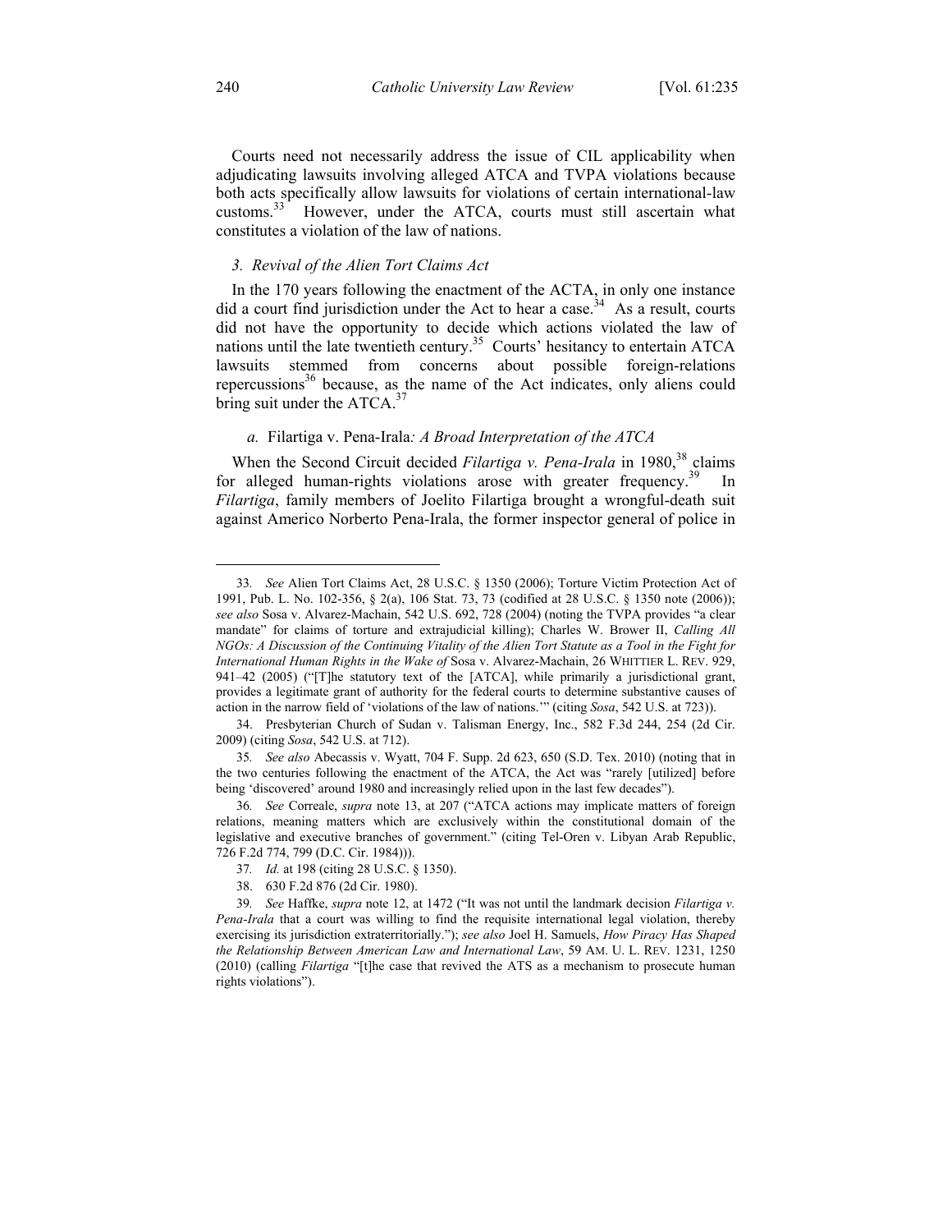Courts need not necessarily address the issue of CIL applicability when adjudicating lawsuits involving alleged ATCA and TVPA violations because both acts specifically allow lawsuits for violations of certain international-law customs.[33] However, under the ATCA, courts must still ascertain what constitutes a violation of the law of nations.

### *3. Revival of the Alien Tort Claims Act*

In the 170 years following the enactment of the ACTA, in only one instance did a court find jurisdiction under the Act to hear a case.[34] As a result, courts did not have the opportunity to decide which actions violated the law of nations until the late twentieth century.[35] Courts' hesitancy to entertain ATCA lawsuits stemmed from concerns about possible foreign-relations repercussions[36] because, as the name of the Act indicates, only aliens could bring suit under the ATCA.[37]

#### *a.* Filartiga v. Pena-Irala*: A Broad Interpretation of the ATCA*

When the Second Circuit decided *Filartiga v. Pena-Irala* in 1980,[38] claims for alleged human-rights violations arose with greater frequency.[39] In *Filartiga*, family members of Joelito Filartiga brought a wrongful-death suit against Americo Norberto Pena-Irala, the former inspector general of police in

---

33. *See* Alien Tort Claims Act, 28 U.S.C. § 1350 (2006); Torture Victim Protection Act of 1991, Pub. L. No. 102-356, § 2(a), 106 Stat. 73, 73 (codified at 28 U.S.C. § 1350 note (2006)); *see also* Sosa v. Alvarez-Machain, 542 U.S. 692, 728 (2004) (noting the TVPA provides "a clear mandate" for claims of torture and extrajudicial killing); Charles W. Brower II, *Calling All NGOs: A Discussion of the Continuing Vitality of the Alien Tort Statute as a Tool in the Fight for International Human Rights in the Wake of* Sosa v. Alvarez-Machain, 26 WHITTIER L. REV. 929, 941–42 (2005) ("[T]he statutory text of the [ATCA], while primarily a jurisdictional grant, provides a legitimate grant of authority for the federal courts to determine substantive causes of action in the narrow field of 'violations of the law of nations.'" (citing *Sosa*, 542 U.S. at 723)).

34. Presbyterian Church of Sudan v. Talisman Energy, Inc., 582 F.3d 244, 254 (2d Cir. 2009) (citing *Sosa*, 542 U.S. at 712).

35. *See also* Abecassis v. Wyatt, 704 F. Supp. 2d 623, 650 (S.D. Tex. 2010) (noting that in the two centuries following the enactment of the ATCA, the Act was "rarely [utilized] before being 'discovered' around 1980 and increasingly relied upon in the last few decades").

36. *See* Correale, *supra* note 13, at 207 ("ATCA actions may implicate matters of foreign relations, meaning matters which are exclusively within the constitutional domain of the legislative and executive branches of government." (citing Tel-Oren v. Libyan Arab Republic, 726 F.2d 774, 799 (D.C. Cir. 1984))).

37. *Id.* at 198 (citing 28 U.S.C. § 1350).

38. 630 F.2d 876 (2d Cir. 1980).

39. *See* Haffke, *supra* note 12, at 1472 ("It was not until the landmark decision *Filartiga v. Pena-Irala* that a court was willing to find the requisite international legal violation, thereby exercising its jurisdiction extraterritorially."); *see also* Joel H. Samuels, *How Piracy Has Shaped the Relationship Between American Law and International Law*, 59 AM. U. L. REV. 1231, 1250 (2010) (calling *Filartiga* "[t]he case that revived the ATS as a mechanism to prosecute human rights violations").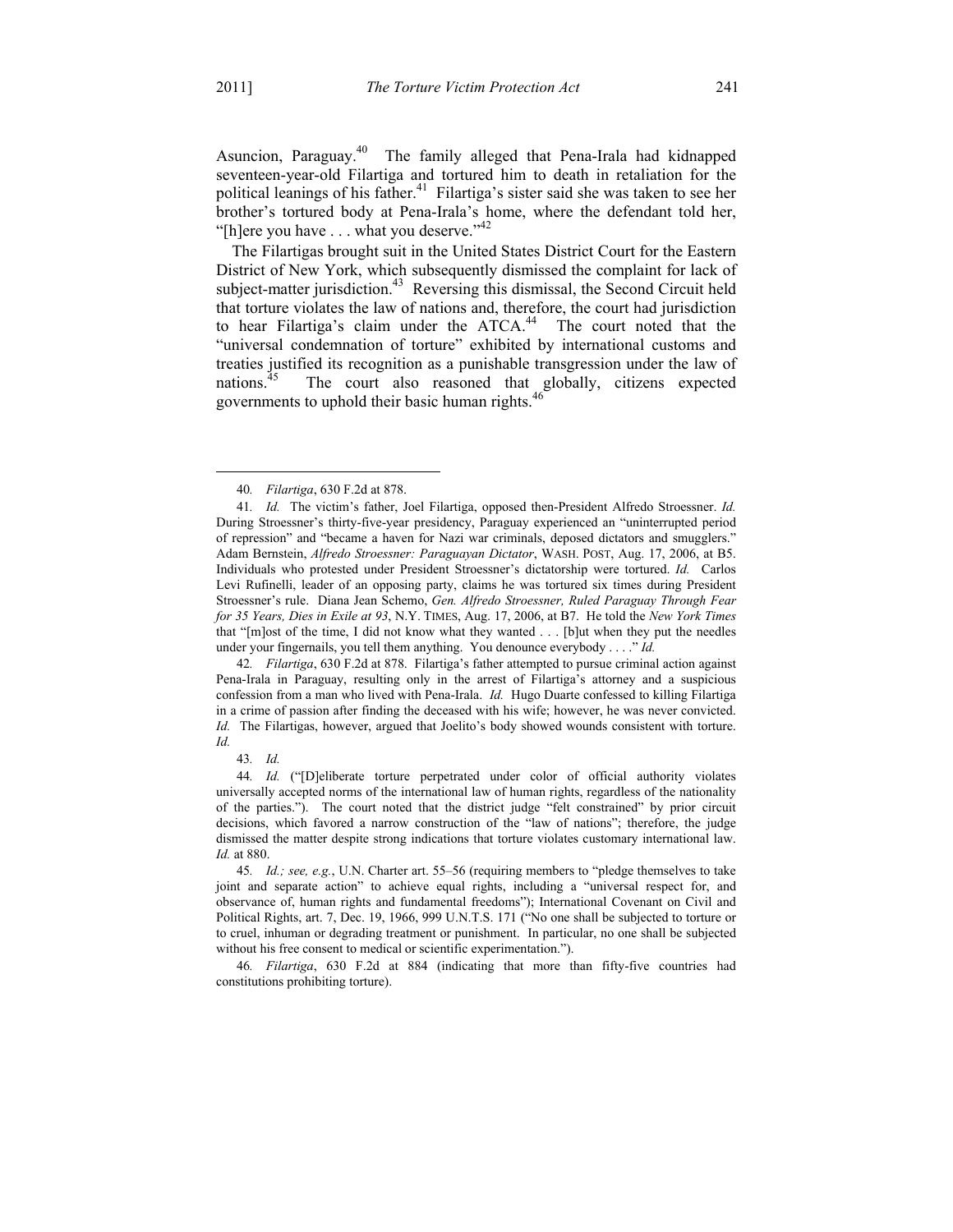Asuncion, Paraguay.[40] The family alleged that Pena-Irala had kidnapped seventeen-year-old Filartiga and tortured him to death in retaliation for the political leanings of his father.[41] Filartiga's sister said she was taken to see her brother's tortured body at Pena-Irala's home, where the defendant told her, "[h]ere you have . . . what you deserve."[42]

The Filartigas brought suit in the United States District Court for the Eastern District of New York, which subsequently dismissed the complaint for lack of subject-matter jurisdiction.[43] Reversing this dismissal, the Second Circuit held that torture violates the law of nations and, therefore, the court had jurisdiction to hear Filartiga's claim under the ATCA.[44] The court noted that the "universal condemnation of torture" exhibited by international customs and treaties justified its recognition as a punishable transgression under the law of nations.[45] The court also reasoned that globally, citizens expected governments to uphold their basic human rights.[46]

---

40. *Filartiga*, 630 F.2d at 878.

41. *Id.* The victim's father, Joel Filartiga, opposed then-President Alfredo Stroessner. *Id.* During Stroessner's thirty-five-year presidency, Paraguay experienced an "uninterrupted period of repression" and "became a haven for Nazi war criminals, deposed dictators and smugglers." Adam Bernstein, *Alfredo Stroessner: Paraguayan Dictator*, WASH. POST, Aug. 17, 2006, at B5. Individuals who protested under President Stroessner's dictatorship were tortured. *Id.* Carlos Levi Rufinelli, leader of an opposing party, claims he was tortured six times during President Stroessner's rule. Diana Jean Schemo, *Gen. Alfredo Stroessner, Ruled Paraguay Through Fear for 35 Years, Dies in Exile at 93*, N.Y. TIMES, Aug. 17, 2006, at B7. He told the *New York Times* that "[m]ost of the time, I did not know what they wanted . . . [b]ut when they put the needles under your fingernails, you tell them anything. You denounce everybody . . . ." *Id.*

42. *Filartiga*, 630 F.2d at 878. Filartiga's father attempted to pursue criminal action against Pena-Irala in Paraguay, resulting only in the arrest of Filartiga's attorney and a suspicious confession from a man who lived with Pena-Irala. *Id.* Hugo Duarte confessed to killing Filartiga in a crime of passion after finding the deceased with his wife; however, he was never convicted. *Id.* The Filartigas, however, argued that Joelito's body showed wounds consistent with torture. *Id.*

43. *Id.*

44. *Id.* ("[D]eliberate torture perpetrated under color of official authority violates universally accepted norms of the international law of human rights, regardless of the nationality of the parties."). The court noted that the district judge "felt constrained" by prior circuit decisions, which favored a narrow construction of the "law of nations"; therefore, the judge dismissed the matter despite strong indications that torture violates customary international law. *Id.* at 880.

45. *Id.; see, e.g.*, U.N. Charter art. 55–56 (requiring members to "pledge themselves to take joint and separate action" to achieve equal rights, including a "universal respect for, and observance of, human rights and fundamental freedoms"); International Covenant on Civil and Political Rights, art. 7, Dec. 19, 1966, 999 U.N.T.S. 171 ("No one shall be subjected to torture or to cruel, inhuman or degrading treatment or punishment. In particular, no one shall be subjected without his free consent to medical or scientific experimentation.").

46. *Filartiga*, 630 F.2d at 884 (indicating that more than fifty-five countries had constitutions prohibiting torture).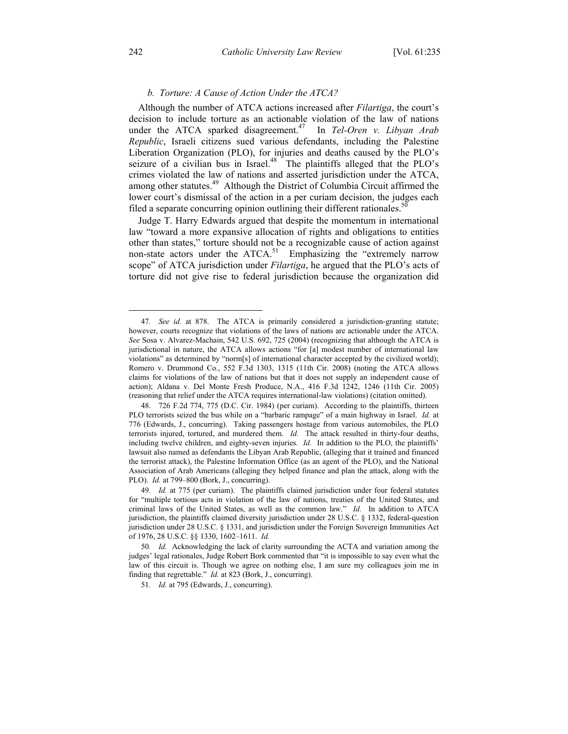### *b. Torture: A Cause of Action Under the ATCA?*

Although the number of ATCA actions increased after *Filartiga*, the court's decision to include torture as an actionable violation of the law of nations under the ATCA sparked disagreement.[47] In *Tel-Oren v. Libyan Arab Republic*, Israeli citizens sued various defendants, including the Palestine Liberation Organization (PLO), for injuries and deaths caused by the PLO's seizure of a civilian bus in Israel.[48] The plaintiffs alleged that the PLO's crimes violated the law of nations and asserted jurisdiction under the ATCA, among other statutes.[49] Although the District of Columbia Circuit affirmed the lower court's dismissal of the action in a per curiam decision, the judges each filed a separate concurring opinion outlining their different rationales.[50]

Judge T. Harry Edwards argued that despite the momentum in international law "toward a more expansive allocation of rights and obligations to entities other than states," torture should not be a recognizable cause of action against non-state actors under the ATCA.[51] Emphasizing the "extremely narrow scope" of ATCA jurisdiction under *Filartiga*, he argued that the PLO's acts of torture did not give rise to federal jurisdiction because the organization did

---

47. *See id.* at 878. The ATCA is primarily considered a jurisdiction-granting statute; however, courts recognize that violations of the laws of nations are actionable under the ATCA. *See* Sosa v. Alvarez-Machain, 542 U.S. 692, 725 (2004) (recognizing that although the ATCA is jurisdictional in nature, the ATCA allows actions "for [a] modest number of international law violations" as determined by "norm[s] of international character accepted by the civilized world); Romero v. Drummond Co., 552 F.3d 1303, 1315 (11th Cir. 2008) (noting the ATCA allows claims for violations of the law of nations but that it does not supply an independent cause of action); Aldana v. Del Monte Fresh Produce, N.A., 416 F.3d 1242, 1246 (11th Cir. 2005) (reasoning that relief under the ATCA requires international-law violations) (citation omitted).

48. 726 F.2d 774, 775 (D.C. Cir. 1984) (per curiam). According to the plaintiffs, thirteen PLO terrorists seized the bus while on a "barbaric rampage" of a main highway in Israel. *Id.* at 776 (Edwards, J., concurring). Taking passengers hostage from various automobiles, the PLO terrorists injured, tortured, and murdered them. *Id.* The attack resulted in thirty-four deaths, including twelve children, and eighty-seven injuries. *Id.* In addition to the PLO, the plaintiffs' lawsuit also named as defendants the Libyan Arab Republic, (alleging that it trained and financed the terrorist attack), the Palestine Information Office (as an agent of the PLO), and the National Association of Arab Americans (alleging they helped finance and plan the attack, along with the PLO). *Id.* at 799–800 (Bork, J., concurring).

49. *Id.* at 775 (per curiam). The plaintiffs claimed jurisdiction under four federal statutes for "multiple tortious acts in violation of the law of nations, treaties of the United States, and criminal laws of the United States, as well as the common law." *Id.* In addition to ATCA jurisdiction, the plaintiffs claimed diversity jurisdiction under 28 U.S.C. § 1332, federal-question jurisdiction under 28 U.S.C. § 1331, and jurisdiction under the Foreign Sovereign Immunities Act of 1976, 28 U.S.C. §§ 1330, 1602–1611. *Id.*

50. *Id.* Acknowledging the lack of clarity surrounding the ACTA and variation among the judges' legal rationales, Judge Robert Bork commented that "it is impossible to say even what the law of this circuit is. Though we agree on nothing else, I am sure my colleagues join me in finding that regrettable." *Id.* at 823 (Bork, J., concurring).

51. *Id.* at 795 (Edwards, J., concurring).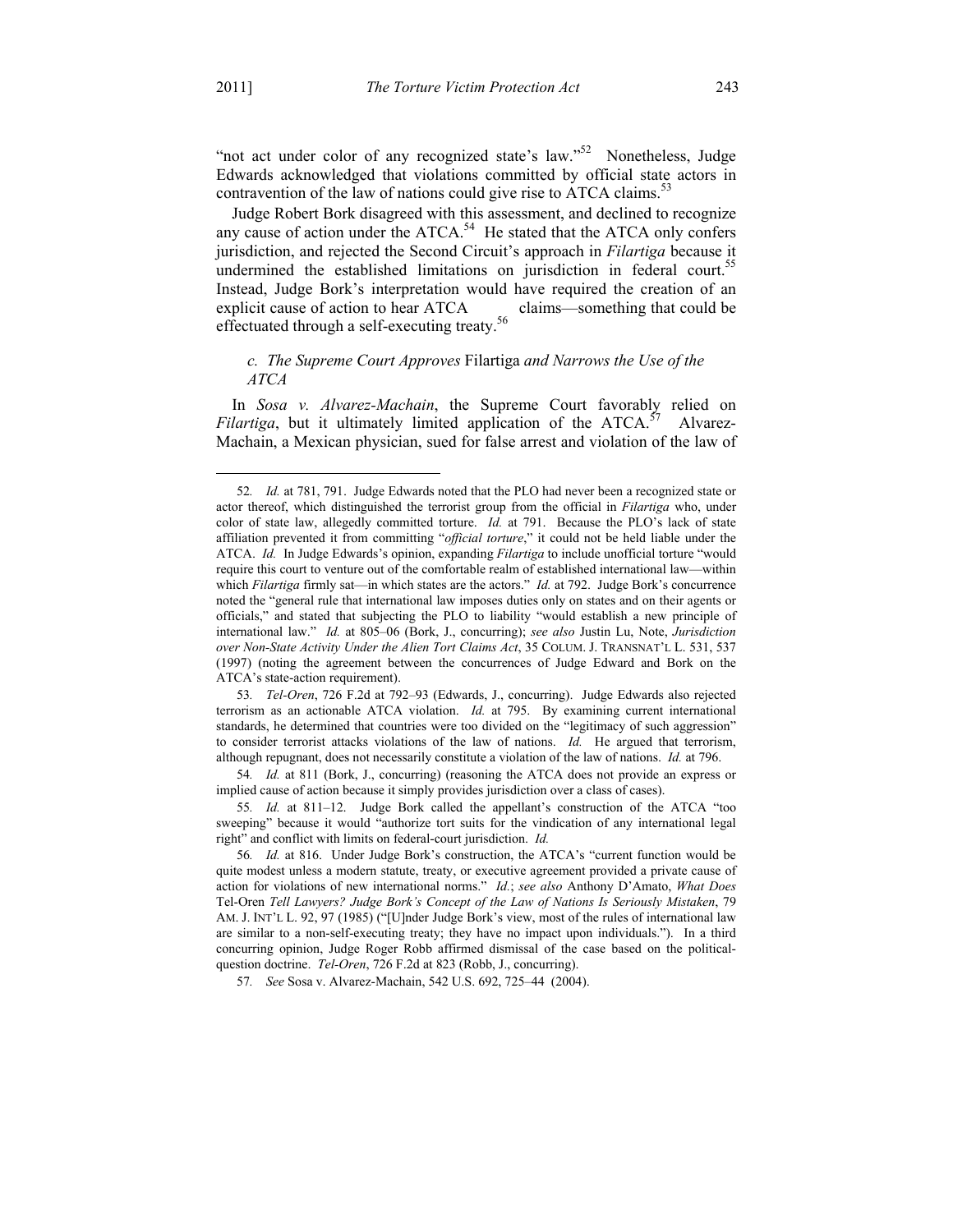"not act under color of any recognized state's law."[52] Nonetheless, Judge Edwards acknowledged that violations committed by official state actors in contravention of the law of nations could give rise to ATCA claims.[53]

Judge Robert Bork disagreed with this assessment, and declined to recognize any cause of action under the ATCA.[54] He stated that the ATCA only confers jurisdiction, and rejected the Second Circuit's approach in *Filartiga* because it undermined the established limitations on jurisdiction in federal court.[55] Instead, Judge Bork's interpretation would have required the creation of an explicit cause of action to hear ATCA claims—something that could be effectuated through a self-executing treaty.[56]

### *c. The Supreme Court Approves* Filartiga *and Narrows the Use of the ATCA*

In *Sosa v. Alvarez-Machain*, the Supreme Court favorably relied on *Filartiga*, but it ultimately limited application of the ATCA.[57] Alvarez-Machain, a Mexican physician, sued for false arrest and violation of the law of

---

52. *Id.* at 781, 791. Judge Edwards noted that the PLO had never been a recognized state or actor thereof, which distinguished the terrorist group from the official in *Filartiga* who, under color of state law, allegedly committed torture. *Id.* at 791. Because the PLO's lack of state affiliation prevented it from committing "*official torture*," it could not be held liable under the ATCA. *Id.* In Judge Edwards's opinion, expanding *Filartiga* to include unofficial torture "would require this court to venture out of the comfortable realm of established international law—within which *Filartiga* firmly sat—in which states are the actors." *Id.* at 792. Judge Bork's concurrence noted the "general rule that international law imposes duties only on states and on their agents or officials," and stated that subjecting the PLO to liability "would establish a new principle of international law." *Id.* at 805–06 (Bork, J., concurring); *see also* Justin Lu, Note, *Jurisdiction over Non-State Activity Under the Alien Tort Claims Act*, 35 COLUM. J. TRANSNAT'L L. 531, 537 (1997) (noting the agreement between the concurrences of Judge Edward and Bork on the ATCA's state-action requirement).

53. *Tel-Oren*, 726 F.2d at 792–93 (Edwards, J., concurring). Judge Edwards also rejected terrorism as an actionable ATCA violation. *Id.* at 795. By examining current international standards, he determined that countries were too divided on the "legitimacy of such aggression" to consider terrorist attacks violations of the law of nations. *Id.* He argued that terrorism, although repugnant, does not necessarily constitute a violation of the law of nations. *Id.* at 796.

54. *Id.* at 811 (Bork, J., concurring) (reasoning the ATCA does not provide an express or implied cause of action because it simply provides jurisdiction over a class of cases).

55. *Id.* at 811–12. Judge Bork called the appellant's construction of the ATCA "too sweeping" because it would "authorize tort suits for the vindication of any international legal right" and conflict with limits on federal-court jurisdiction. *Id.*

56. *Id.* at 816. Under Judge Bork's construction, the ATCA's "current function would be quite modest unless a modern statute, treaty, or executive agreement provided a private cause of action for violations of new international norms." *Id.*; *see also* Anthony D'Amato, *What Does* Tel-Oren *Tell Lawyers? Judge Bork's Concept of the Law of Nations Is Seriously Mistaken*, 79 AM. J. INT'L L. 92, 97 (1985) ("[U]nder Judge Bork's view, most of the rules of international law are similar to a non-self-executing treaty; they have no impact upon individuals."). In a third concurring opinion, Judge Roger Robb affirmed dismissal of the case based on the political-question doctrine. *Tel-Oren*, 726 F.2d at 823 (Robb, J., concurring).

57. *See* Sosa v. Alvarez-Machain, 542 U.S. 692, 725–44 (2004).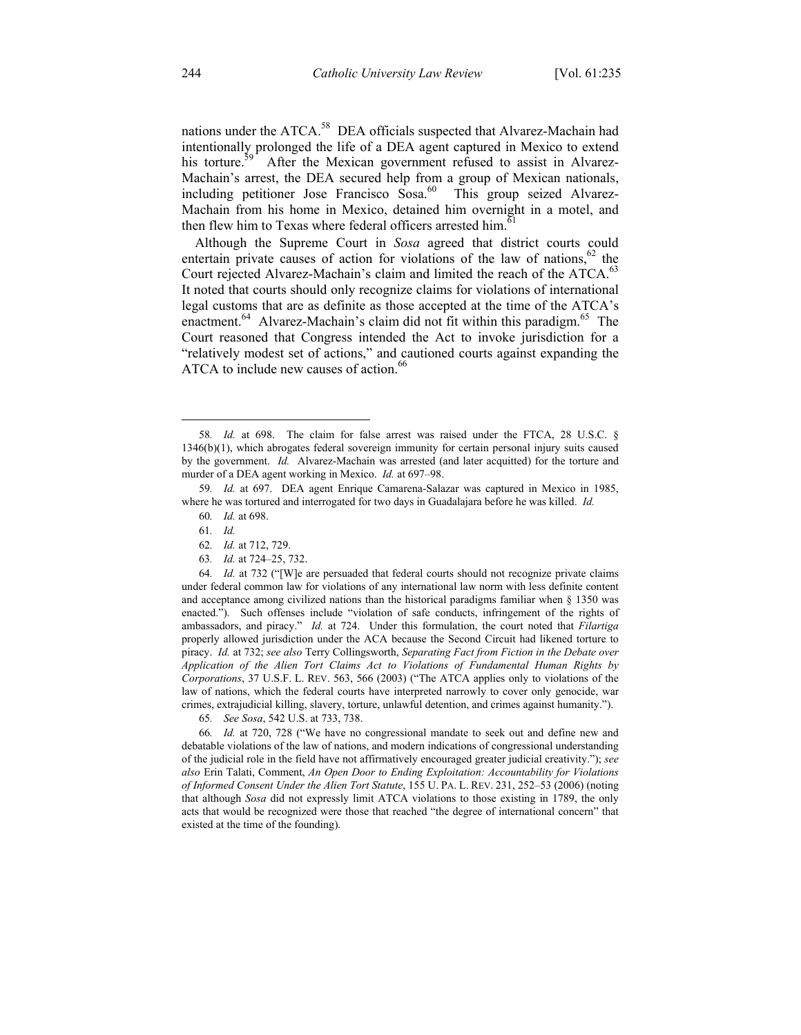nations under the ATCA.[58] DEA officials suspected that Alvarez-Machain had intentionally prolonged the life of a DEA agent captured in Mexico to extend his torture.[59] After the Mexican government refused to assist in Alvarez-Machain's arrest, the DEA secured help from a group of Mexican nationals, including petitioner Jose Francisco Sosa.[60] This group seized Alvarez-Machain from his home in Mexico, detained him overnight in a motel, and then flew him to Texas where federal officers arrested him.[61]

Although the Supreme Court in *Sosa* agreed that district courts could entertain private causes of action for violations of the law of nations,[62] the Court rejected Alvarez-Machain's claim and limited the reach of the ATCA.[63] It noted that courts should only recognize claims for violations of international legal customs that are as definite as those accepted at the time of the ATCA's enactment.[64] Alvarez-Machain's claim did not fit within this paradigm.[65] The Court reasoned that Congress intended the Act to invoke jurisdiction for a "relatively modest set of actions," and cautioned courts against expanding the ATCA to include new causes of action.[66]

---

58. *Id.* at 698. The claim for false arrest was raised under the FTCA, 28 U.S.C. § 1346(b)(1), which abrogates federal sovereign immunity for certain personal injury suits caused by the government. *Id.* Alvarez-Machain was arrested (and later acquitted) for the torture and murder of a DEA agent working in Mexico. *Id.* at 697–98.

59. *Id.* at 697. DEA agent Enrique Camarena-Salazar was captured in Mexico in 1985, where he was tortured and interrogated for two days in Guadalajara before he was killed. *Id.*

60. *Id.* at 698.

61. *Id.*

62. *Id.* at 712, 729.

63. *Id.* at 724–25, 732.

64. *Id.* at 732 ("[W]e are persuaded that federal courts should not recognize private claims under federal common law for violations of any international law norm with less definite content and acceptance among civilized nations than the historical paradigms familiar when § 1350 was enacted."). Such offenses include "violation of safe conducts, infringement of the rights of ambassadors, and piracy." *Id.* at 724. Under this formulation, the court noted that *Filartiga* properly allowed jurisdiction under the ACA because the Second Circuit had likened torture to piracy. *Id.* at 732; *see also* Terry Collingsworth, *Separating Fact from Fiction in the Debate over Application of the Alien Tort Claims Act to Violations of Fundamental Human Rights by Corporations*, 37 U.S.F. L. REV. 563, 566 (2003) ("The ATCA applies only to violations of the law of nations, which the federal courts have interpreted narrowly to cover only genocide, war crimes, extrajudicial killing, slavery, torture, unlawful detention, and crimes against humanity.").

65. *See Sosa*, 542 U.S. at 733, 738.

66. *Id.* at 720, 728 ("We have no congressional mandate to seek out and define new and debatable violations of the law of nations, and modern indications of congressional understanding of the judicial role in the field have not affirmatively encouraged greater judicial creativity."); *see also* Erin Talati, Comment, *An Open Door to Ending Exploitation: Accountability for Violations of Informed Consent Under the Alien Tort Statute*, 155 U. PA. L. REV. 231, 252–53 (2006) (noting that although *Sosa* did not expressly limit ATCA violations to those existing in 1789, the only acts that would be recognized were those that reached "the degree of international concern" that existed at the time of the founding).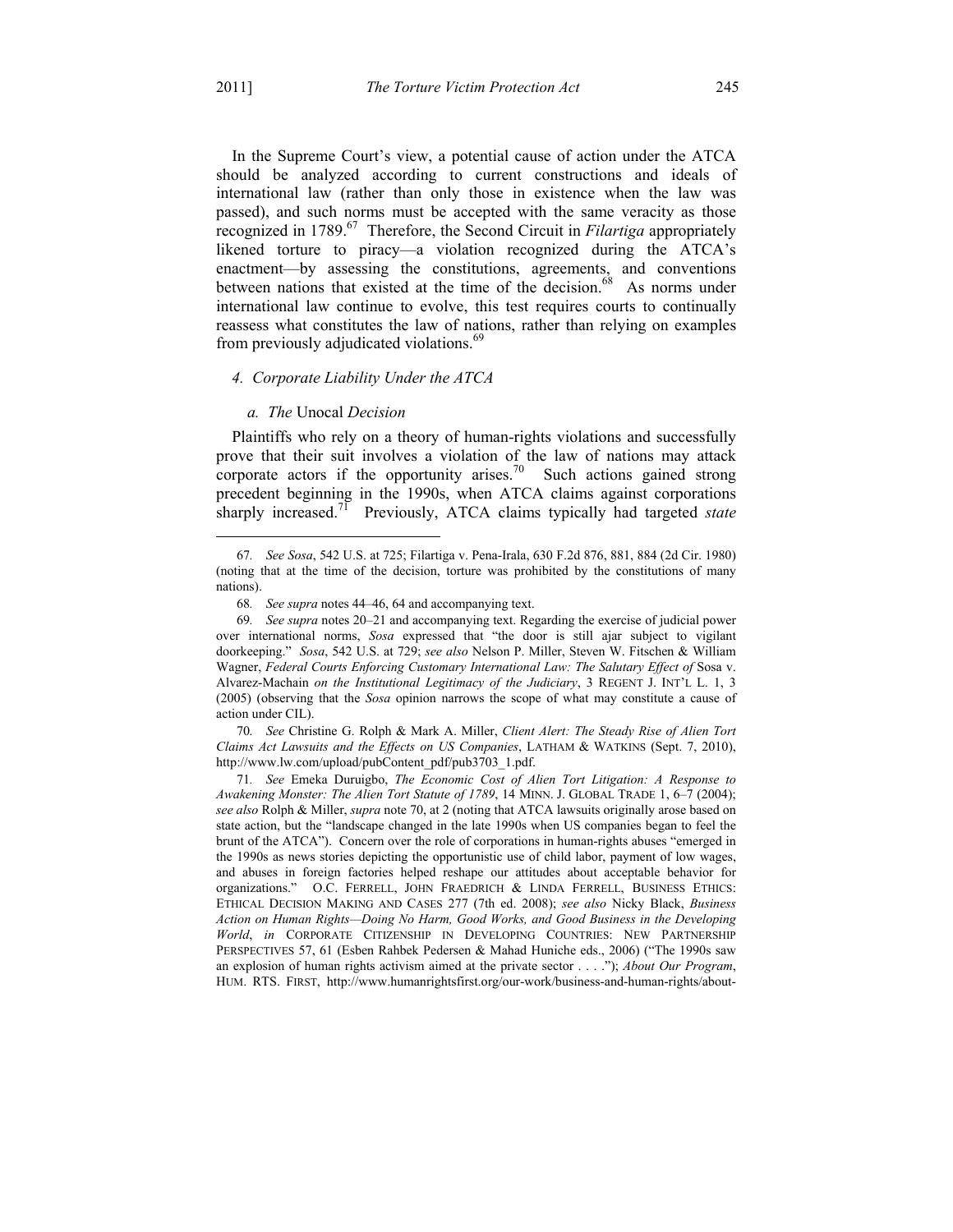In the Supreme Court's view, a potential cause of action under the ATCA should be analyzed according to current constructions and ideals of international law (rather than only those in existence when the law was passed), and such norms must be accepted with the same veracity as those recognized in 1789.[67] Therefore, the Second Circuit in *Filartiga* appropriately likened torture to piracy—a violation recognized during the ATCA's enactment—by assessing the constitutions, agreements, and conventions between nations that existed at the time of the decision.[68] As norms under international law continue to evolve, this test requires courts to continually reassess what constitutes the law of nations, rather than relying on examples from previously adjudicated violations.[69]

#### *4. Corporate Liability Under the ATCA*

##### *a. The* Unocal *Decision*

Plaintiffs who rely on a theory of human-rights violations and successfully prove that their suit involves a violation of the law of nations may attack corporate actors if the opportunity arises.[70] Such actions gained strong precedent beginning in the 1990s, when ATCA claims against corporations sharply increased.[71] Previously, ATCA claims typically had targeted *state*

---

67. *See Sosa*, 542 U.S. at 725; Filartiga v. Pena-Irala, 630 F.2d 876, 881, 884 (2d Cir. 1980) (noting that at the time of the decision, torture was prohibited by the constitutions of many nations).

68. *See supra* notes 44–46, 64 and accompanying text.

69. *See supra* notes 20–21 and accompanying text. Regarding the exercise of judicial power over international norms, *Sosa* expressed that "the door is still ajar subject to vigilant doorkeeping." *Sosa*, 542 U.S. at 729; *see also* Nelson P. Miller, Steven W. Fitschen & William Wagner, *Federal Courts Enforcing Customary International Law: The Salutary Effect of* Sosa v. Alvarez-Machain *on the Institutional Legitimacy of the Judiciary*, 3 REGENT J. INT'L L. 1, 3 (2005) (observing that the *Sosa* opinion narrows the scope of what may constitute a cause of action under CIL).

70. *See* Christine G. Rolph & Mark A. Miller, *Client Alert: The Steady Rise of Alien Tort Claims Act Lawsuits and the Effects on US Companies*, LATHAM & WATKINS (Sept. 7, 2010), http://www.lw.com/upload/pubContent_pdf/pub3703_1.pdf.

71. *See* Emeka Duruigbo, *The Economic Cost of Alien Tort Litigation: A Response to Awakening Monster: The Alien Tort Statute of 1789*, 14 MINN. J. GLOBAL TRADE 1, 6–7 (2004); *see also* Rolph & Miller, *supra* note 70, at 2 (noting that ATCA lawsuits originally arose based on state action, but the "landscape changed in the late 1990s when US companies began to feel the brunt of the ATCA"). Concern over the role of corporations in human-rights abuses "emerged in the 1990s as news stories depicting the opportunistic use of child labor, payment of low wages, and abuses in foreign factories helped reshape our attitudes about acceptable behavior for organizations." O.C. FERRELL, JOHN FRAEDRICH & LINDA FERRELL, BUSINESS ETHICS: ETHICAL DECISION MAKING AND CASES 277 (7th ed. 2008); *see also* Nicky Black, *Business Action on Human Rights—Doing No Harm, Good Works, and Good Business in the Developing World*, *in* CORPORATE CITIZENSHIP IN DEVELOPING COUNTRIES: NEW PARTNERSHIP PERSPECTIVES 57, 61 (Esben Rahbek Pedersen & Mahad Huniche eds., 2006) ("The 1990s saw an explosion of human rights activism aimed at the private sector . . . ."); *About Our Program*, HUM. RTS. FIRST, http://www.humanrightsfirst.org/our-work/business-and-human-rights/about-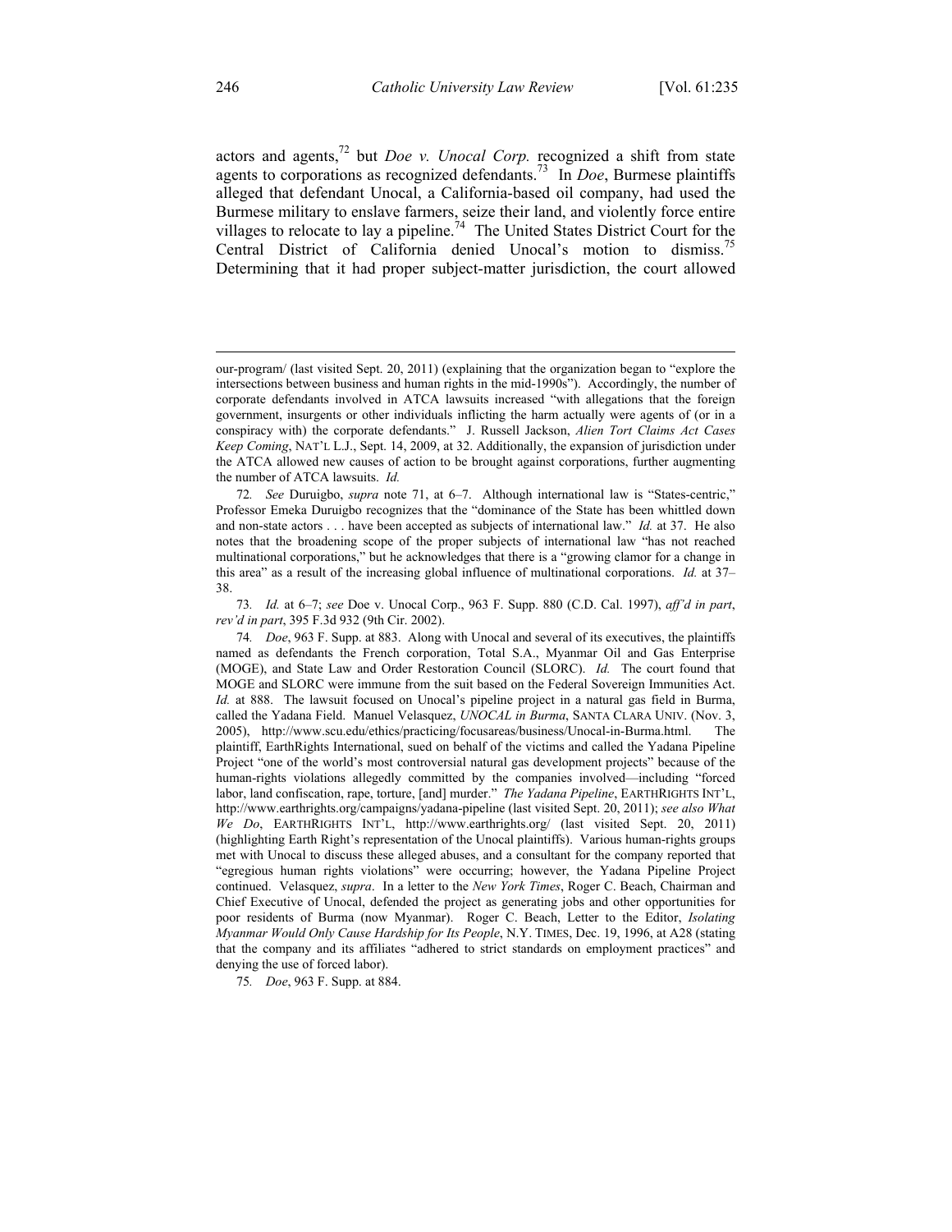actors and agents,[72] but *Doe v. Unocal Corp.* recognized a shift from state agents to corporations as recognized defendants.[73] In *Doe*, Burmese plaintiffs alleged that defendant Unocal, a California-based oil company, had used the Burmese military to enslave farmers, seize their land, and violently force entire villages to relocate to lay a pipeline.[74] The United States District Court for the Central District of California denied Unocal's motion to dismiss.[75] Determining that it had proper subject-matter jurisdiction, the court allowed

---

our-program/ (last visited Sept. 20, 2011) (explaining that the organization began to "explore the intersections between business and human rights in the mid-1990s"). Accordingly, the number of corporate defendants involved in ATCA lawsuits increased "with allegations that the foreign government, insurgents or other individuals inflicting the harm actually were agents of (or in a conspiracy with) the corporate defendants." J. Russell Jackson, *Alien Tort Claims Act Cases Keep Coming*, NAT'L L.J., Sept. 14, 2009, at 32. Additionally, the expansion of jurisdiction under the ATCA allowed new causes of action to be brought against corporations, further augmenting the number of ATCA lawsuits. *Id.*

72. *See* Duruigbo, *supra* note 71, at 6–7. Although international law is "States-centric," Professor Emeka Duruigbo recognizes that the "dominance of the State has been whittled down and non-state actors . . . have been accepted as subjects of international law." *Id.* at 37. He also notes that the broadening scope of the proper subjects of international law "has not reached multinational corporations," but he acknowledges that there is a "growing clamor for a change in this area" as a result of the increasing global influence of multinational corporations. *Id.* at 37–38.

73. *Id.* at 6–7; *see* Doe v. Unocal Corp., 963 F. Supp. 880 (C.D. Cal. 1997), *aff'd in part*, *rev'd in part*, 395 F.3d 932 (9th Cir. 2002).

74. *Doe*, 963 F. Supp. at 883. Along with Unocal and several of its executives, the plaintiffs named as defendants the French corporation, Total S.A., Myanmar Oil and Gas Enterprise (MOGE), and State Law and Order Restoration Council (SLORC). *Id.* The court found that MOGE and SLORC were immune from the suit based on the Federal Sovereign Immunities Act. *Id.* at 888. The lawsuit focused on Unocal's pipeline project in a natural gas field in Burma, called the Yadana Field. Manuel Velasquez, *UNOCAL in Burma*, SANTA CLARA UNIV. (Nov. 3, 2005), http://www.scu.edu/ethics/practicing/focusareas/business/Unocal-in-Burma.html. The plaintiff, EarthRights International, sued on behalf of the victims and called the Yadana Pipeline Project "one of the world's most controversial natural gas development projects" because of the human-rights violations allegedly committed by the companies involved—including "forced labor, land confiscation, rape, torture, [and] murder." *The Yadana Pipeline*, EARTHRIGHTS INT'L, http://www.earthrights.org/campaigns/yadana-pipeline (last visited Sept. 20, 2011); *see also What We Do*, EARTHRIGHTS INT'L, http://www.earthrights.org/ (last visited Sept. 20, 2011) (highlighting Earth Right's representation of the Unocal plaintiffs). Various human-rights groups met with Unocal to discuss these alleged abuses, and a consultant for the company reported that "egregious human rights violations" were occurring; however, the Yadana Pipeline Project continued. Velasquez, *supra*. In a letter to the *New York Times*, Roger C. Beach, Chairman and Chief Executive of Unocal, defended the project as generating jobs and other opportunities for poor residents of Burma (now Myanmar). Roger C. Beach, Letter to the Editor, *Isolating Myanmar Would Only Cause Hardship for Its People*, N.Y. TIMES, Dec. 19, 1996, at A28 (stating that the company and its affiliates "adhered to strict standards on employment practices" and denying the use of forced labor).

75. *Doe*, 963 F. Supp. at 884.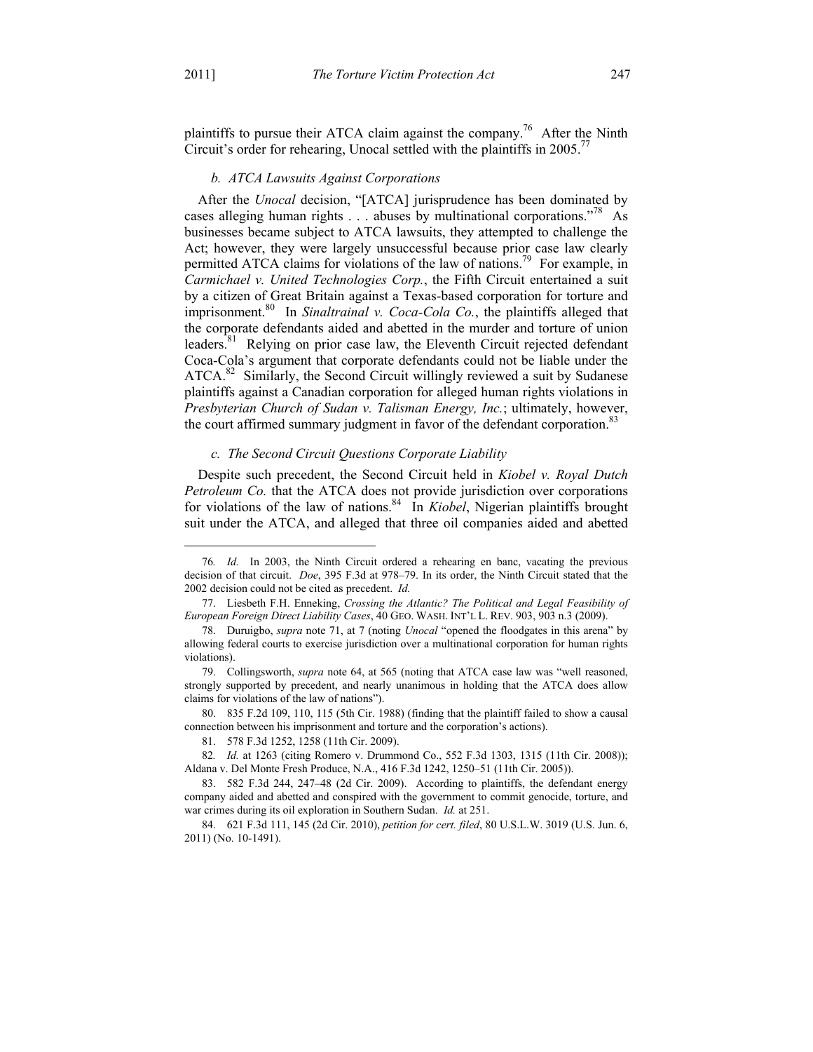plaintiffs to pursue their ATCA claim against the company.[76] After the Ninth Circuit's order for rehearing, Unocal settled with the plaintiffs in 2005.[77]

### *b. ATCA Lawsuits Against Corporations*

After the *Unocal* decision, "[ATCA] jurisprudence has been dominated by cases alleging human rights . . . abuses by multinational corporations."[78] As businesses became subject to ATCA lawsuits, they attempted to challenge the Act; however, they were largely unsuccessful because prior case law clearly permitted ATCA claims for violations of the law of nations.[79] For example, in *Carmichael v. United Technologies Corp.*, the Fifth Circuit entertained a suit by a citizen of Great Britain against a Texas-based corporation for torture and imprisonment.[80] In *Sinaltrainal v. Coca-Cola Co.*, the plaintiffs alleged that the corporate defendants aided and abetted in the murder and torture of union leaders.[81] Relying on prior case law, the Eleventh Circuit rejected defendant Coca-Cola's argument that corporate defendants could not be liable under the ATCA.[82] Similarly, the Second Circuit willingly reviewed a suit by Sudanese plaintiffs against a Canadian corporation for alleged human rights violations in *Presbyterian Church of Sudan v. Talisman Energy, Inc.*; ultimately, however, the court affirmed summary judgment in favor of the defendant corporation.[83]

### *c. The Second Circuit Questions Corporate Liability*

Despite such precedent, the Second Circuit held in *Kiobel v. Royal Dutch Petroleum Co.* that the ATCA does not provide jurisdiction over corporations for violations of the law of nations.[84] In *Kiobel*, Nigerian plaintiffs brought suit under the ATCA, and alleged that three oil companies aided and abetted

---

76. *Id.* In 2003, the Ninth Circuit ordered a rehearing en banc, vacating the previous decision of that circuit. *Doe*, 395 F.3d at 978–79. In its order, the Ninth Circuit stated that the 2002 decision could not be cited as precedent. *Id.*

77. Liesbeth F.H. Enneking, *Crossing the Atlantic? The Political and Legal Feasibility of European Foreign Direct Liability Cases*, 40 GEO. WASH. INT'L L. REV. 903, 903 n.3 (2009).

78. Duruigbo, *supra* note 71, at 7 (noting *Unocal* "opened the floodgates in this arena" by allowing federal courts to exercise jurisdiction over a multinational corporation for human rights violations).

79. Collingsworth, *supra* note 64, at 565 (noting that ATCA case law was "well reasoned, strongly supported by precedent, and nearly unanimous in holding that the ATCA does allow claims for violations of the law of nations").

80. 835 F.2d 109, 110, 115 (5th Cir. 1988) (finding that the plaintiff failed to show a causal connection between his imprisonment and torture and the corporation's actions).

81. 578 F.3d 1252, 1258 (11th Cir. 2009).

82. *Id.* at 1263 (citing Romero v. Drummond Co., 552 F.3d 1303, 1315 (11th Cir. 2008)); Aldana v. Del Monte Fresh Produce, N.A., 416 F.3d 1242, 1250–51 (11th Cir. 2005)).

83. 582 F.3d 244, 247–48 (2d Cir. 2009). According to plaintiffs, the defendant energy company aided and abetted and conspired with the government to commit genocide, torture, and war crimes during its oil exploration in Southern Sudan. *Id.* at 251.

84. 621 F.3d 111, 145 (2d Cir. 2010), *petition for cert. filed*, 80 U.S.L.W. 3019 (U.S. Jun. 6, 2011) (No. 10-1491).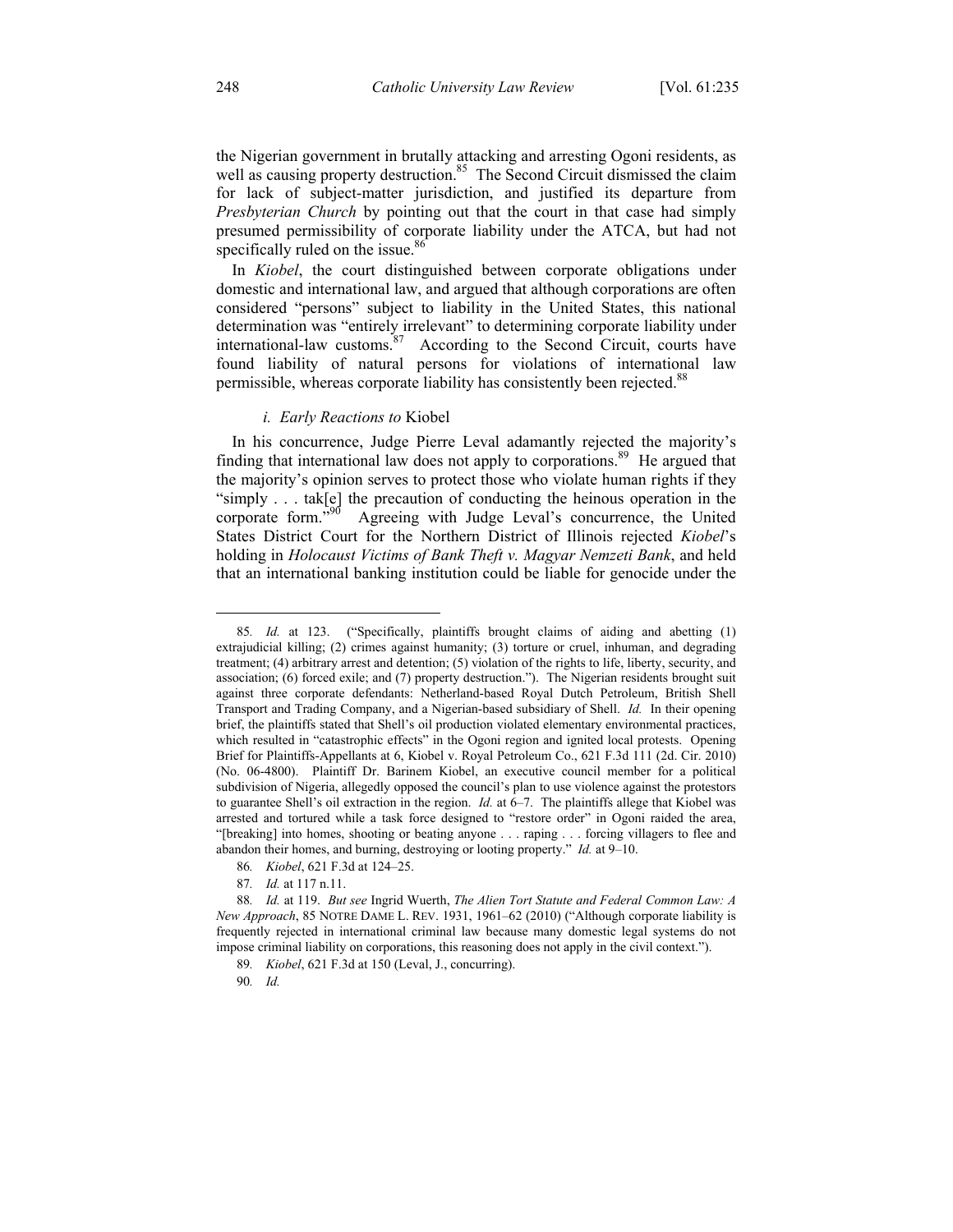the Nigerian government in brutally attacking and arresting Ogoni residents, as well as causing property destruction.[85] The Second Circuit dismissed the claim for lack of subject-matter jurisdiction, and justified its departure from *Presbyterian Church* by pointing out that the court in that case had simply presumed permissibility of corporate liability under the ATCA, but had not specifically ruled on the issue.[86]

In *Kiobel*, the court distinguished between corporate obligations under domestic and international law, and argued that although corporations are often considered "persons" subject to liability in the United States, this national determination was "entirely irrelevant" to determining corporate liability under international-law customs.[87] According to the Second Circuit, courts have found liability of natural persons for violations of international law permissible, whereas corporate liability has consistently been rejected.[88]

#### *i. Early Reactions to* Kiobel

In his concurrence, Judge Pierre Leval adamantly rejected the majority's finding that international law does not apply to corporations.[89] He argued that the majority's opinion serves to protect those who violate human rights if they "simply . . . tak[e] the precaution of conducting the heinous operation in the corporate form."[90] Agreeing with Judge Leval's concurrence, the United States District Court for the Northern District of Illinois rejected *Kiobel*'s holding in *Holocaust Victims of Bank Theft v. Magyar Nemzeti Bank*, and held that an international banking institution could be liable for genocide under the

---

85. *Id.* at 123. ("Specifically, plaintiffs brought claims of aiding and abetting (1) extrajudicial killing; (2) crimes against humanity; (3) torture or cruel, inhuman, and degrading treatment; (4) arbitrary arrest and detention; (5) violation of the rights to life, liberty, security, and association; (6) forced exile; and (7) property destruction."). The Nigerian residents brought suit against three corporate defendants: Netherland-based Royal Dutch Petroleum, British Shell Transport and Trading Company, and a Nigerian-based subsidiary of Shell. *Id.* In their opening brief, the plaintiffs stated that Shell's oil production violated elementary environmental practices, which resulted in "catastrophic effects" in the Ogoni region and ignited local protests. Opening Brief for Plaintiffs-Appellants at 6, Kiobel v. Royal Petroleum Co., 621 F.3d 111 (2d. Cir. 2010) (No. 06-4800). Plaintiff Dr. Barinem Kiobel, an executive council member for a political subdivision of Nigeria, allegedly opposed the council's plan to use violence against the protestors to guarantee Shell's oil extraction in the region. *Id.* at 6–7. The plaintiffs allege that Kiobel was arrested and tortured while a task force designed to "restore order" in Ogoni raided the area, "[breaking] into homes, shooting or beating anyone . . . raping . . . forcing villagers to flee and abandon their homes, and burning, destroying or looting property." *Id.* at 9–10.

86. *Kiobel*, 621 F.3d at 124–25.

87. *Id.* at 117 n.11.

88. *Id.* at 119. *But see* Ingrid Wuerth, *The Alien Tort Statute and Federal Common Law: A New Approach*, 85 NOTRE DAME L. REV. 1931, 1961–62 (2010) ("Although corporate liability is frequently rejected in international criminal law because many domestic legal systems do not impose criminal liability on corporations, this reasoning does not apply in the civil context.").

89. *Kiobel*, 621 F.3d at 150 (Leval, J., concurring).

90. *Id.*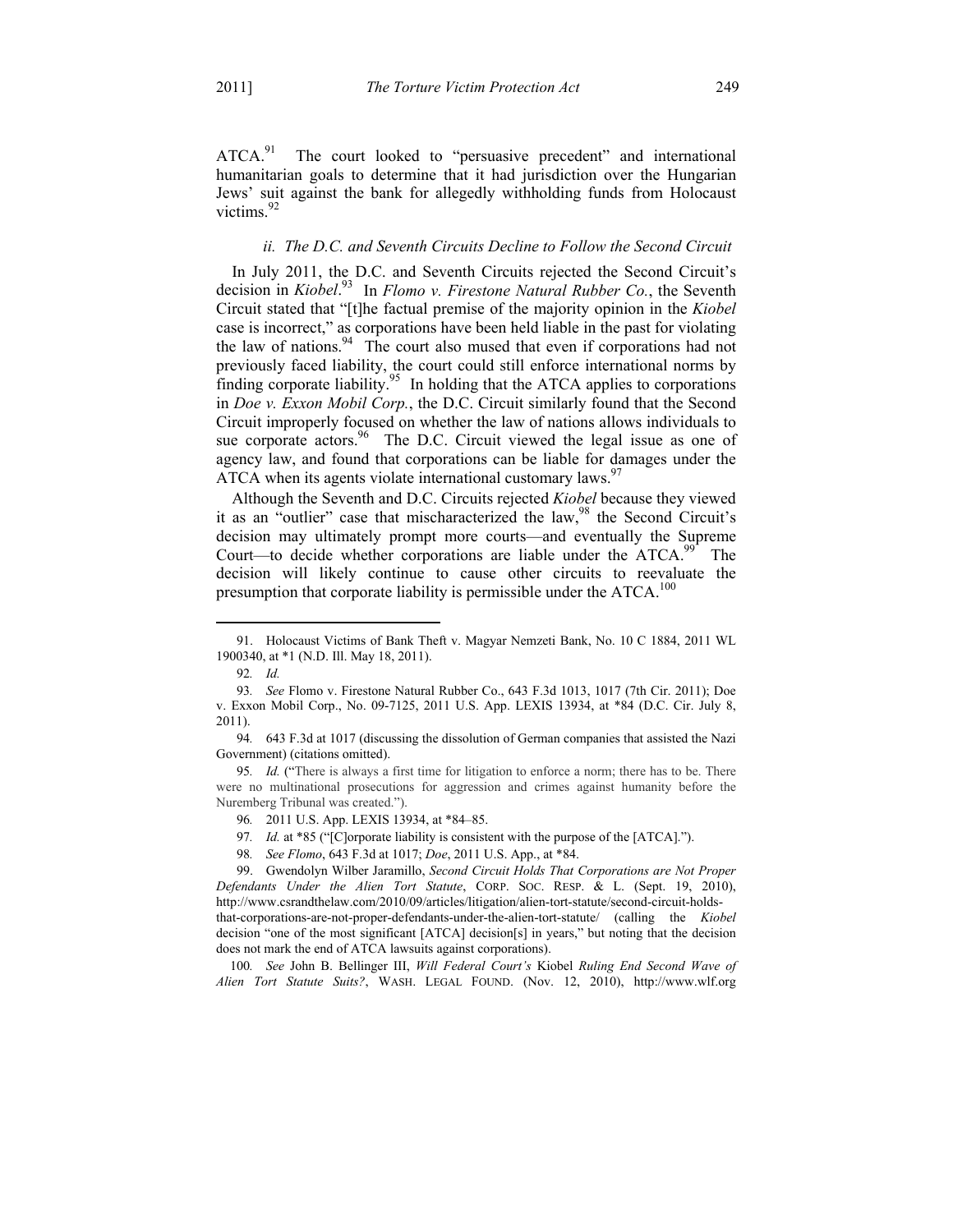ATCA.[91] The court looked to "persuasive precedent" and international humanitarian goals to determine that it had jurisdiction over the Hungarian Jews' suit against the bank for allegedly withholding funds from Holocaust victims.[92]

#### *ii. The D.C. and Seventh Circuits Decline to Follow the Second Circuit*

In July 2011, the D.C. and Seventh Circuits rejected the Second Circuit's decision in *Kiobel*.[93] In *Flomo v. Firestone Natural Rubber Co.*, the Seventh Circuit stated that "[t]he factual premise of the majority opinion in the *Kiobel* case is incorrect," as corporations have been held liable in the past for violating the law of nations.[94] The court also mused that even if corporations had not previously faced liability, the court could still enforce international norms by finding corporate liability.[95] In holding that the ATCA applies to corporations in *Doe v. Exxon Mobil Corp.*, the D.C. Circuit similarly found that the Second Circuit improperly focused on whether the law of nations allows individuals to sue corporate actors.[96] The D.C. Circuit viewed the legal issue as one of agency law, and found that corporations can be liable for damages under the ATCA when its agents violate international customary laws.[97]

Although the Seventh and D.C. Circuits rejected *Kiobel* because they viewed it as an "outlier" case that mischaracterized the law,[98] the Second Circuit's decision may ultimately prompt more courts—and eventually the Supreme Court—to decide whether corporations are liable under the ATCA.[99] The decision will likely continue to cause other circuits to reevaluate the presumption that corporate liability is permissible under the ATCA.[100]

---

91. Holocaust Victims of Bank Theft v. Magyar Nemzeti Bank, No. 10 C 1884, 2011 WL 1900340, at *1 (N.D. Ill. May 18, 2011).

92. *Id.*

93. *See* Flomo v. Firestone Natural Rubber Co., 643 F.3d 1013, 1017 (7th Cir. 2011); Doe v. Exxon Mobil Corp., No. 09-7125, 2011 U.S. App. LEXIS 13934, at *84 (D.C. Cir. July 8, 2011).

94. 643 F.3d at 1017 (discussing the dissolution of German companies that assisted the Nazi Government) (citations omitted).

95. *Id.* ("There is always a first time for litigation to enforce a norm; there has to be. There were no multinational prosecutions for aggression and crimes against humanity before the Nuremberg Tribunal was created.").

96. 2011 U.S. App. LEXIS 13934, at *84–85.

97. *Id.* at *85 ("[C]orporate liability is consistent with the purpose of the [ATCA].").

98. *See Flomo*, 643 F.3d at 1017; *Doe*, 2011 U.S. App., at *84.

99. Gwendolyn Wilber Jaramillo, *Second Circuit Holds That Corporations are Not Proper Defendants Under the Alien Tort Statute*, CORP. SOC. RESP. & L. (Sept. 19, 2010), http://www.csrandthelaw.com/2010/09/articles/litigation/alien-tort-statute/second-circuit-holds-that-corporations-are-not-proper-defendants-under-the-alien-tort-statute/ (calling the *Kiobel* decision "one of the most significant [ATCA] decision[s] in years," but noting that the decision does not mark the end of ATCA lawsuits against corporations).

100. *See* John B. Bellinger III, *Will Federal Court's* Kiobel *Ruling End Second Wave of Alien Tort Statute Suits?*, WASH. LEGAL FOUND. (Nov. 12, 2010), http://www.wlf.org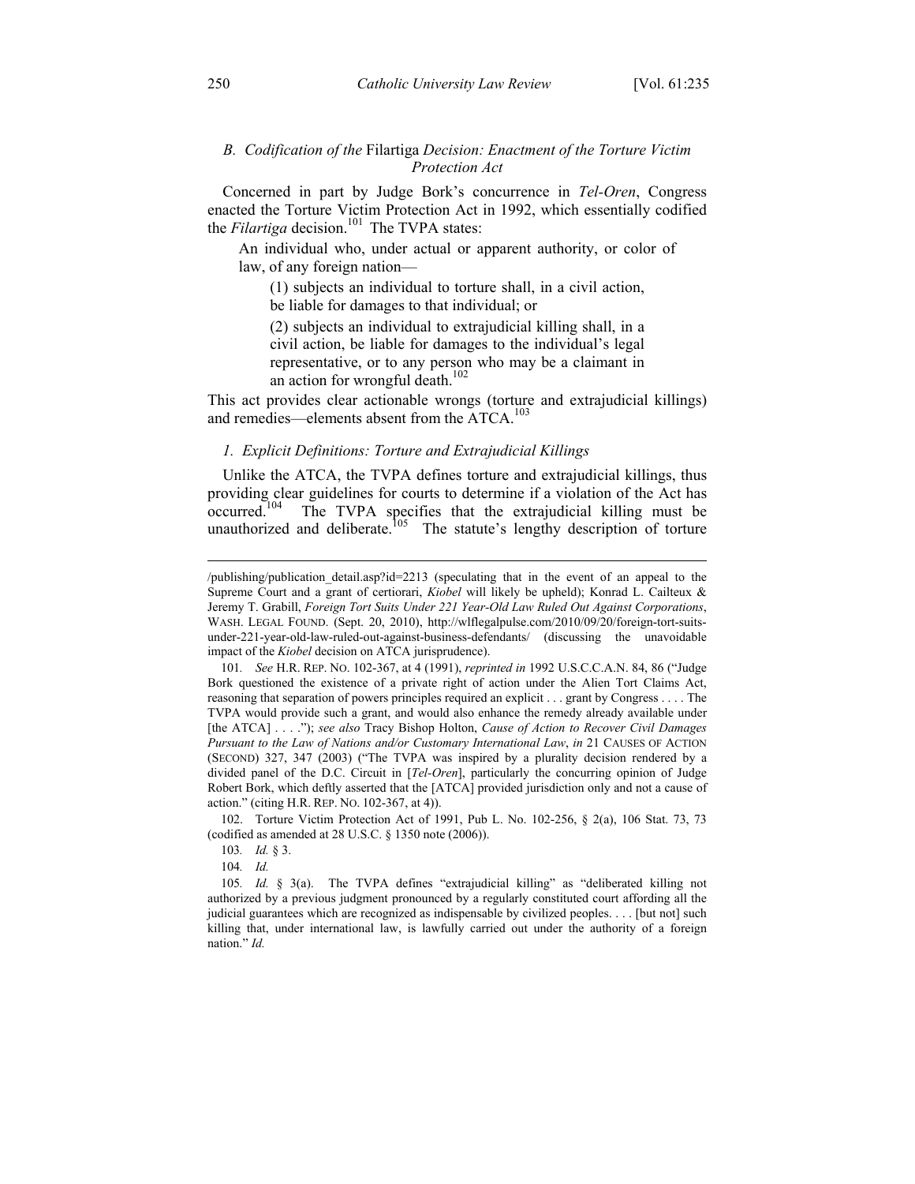### *B. Codification of the* Filartiga *Decision: Enactment of the Torture Victim Protection Act*

Concerned in part by Judge Bork's concurrence in *Tel-Oren*, Congress enacted the Torture Victim Protection Act in 1992, which essentially codified the *Filartiga* decision.[101] The TVPA states:

> An individual who, under actual or apparent authority, or color of law, of any foreign nation—
>
> (1) subjects an individual to torture shall, in a civil action, be liable for damages to that individual; or
>
> (2) subjects an individual to extrajudicial killing shall, in a civil action, be liable for damages to the individual's legal representative, or to any person who may be a claimant in an action for wrongful death.[102]

This act provides clear actionable wrongs (torture and extrajudicial killings) and remedies—elements absent from the ATCA.[103]

#### *1. Explicit Definitions: Torture and Extrajudicial Killings*

Unlike the ATCA, the TVPA defines torture and extrajudicial killings, thus providing clear guidelines for courts to determine if a violation of the Act has occurred.[104] The TVPA specifies that the extrajudicial killing must be unauthorized and deliberate.[105] The statute's lengthy description of torture

---

/publishing/publication_detail.asp?id=2213 (speculating that in the event of an appeal to the Supreme Court and a grant of certiorari, *Kiobel* will likely be upheld); Konrad L. Cailteux & Jeremy T. Grabill, *Foreign Tort Suits Under 221 Year-Old Law Ruled Out Against Corporations*, WASH. LEGAL FOUND. (Sept. 20, 2010), http://wlflegalpulse.com/2010/09/20/foreign-tort-suits-under-221-year-old-law-ruled-out-against-business-defendants/ (discussing the unavoidable impact of the *Kiobel* decision on ATCA jurisprudence).

101. *See* H.R. REP. NO. 102-367, at 4 (1991), *reprinted in* 1992 U.S.C.C.A.N. 84, 86 ("Judge Bork questioned the existence of a private right of action under the Alien Tort Claims Act, reasoning that separation of powers principles required an explicit . . . grant by Congress . . . . The TVPA would provide such a grant, and would also enhance the remedy already available under [the ATCA] . . . ."); *see also* Tracy Bishop Holton, *Cause of Action to Recover Civil Damages Pursuant to the Law of Nations and/or Customary International Law*, *in* 21 CAUSES OF ACTION (SECOND) 327, 347 (2003) ("The TVPA was inspired by a plurality decision rendered by a divided panel of the D.C. Circuit in [*Tel-Oren*], particularly the concurring opinion of Judge Robert Bork, which deftly asserted that the [ATCA] provided jurisdiction only and not a cause of action." (citing H.R. REP. NO. 102-367, at 4)).

102. Torture Victim Protection Act of 1991, Pub L. No. 102-256, § 2(a), 106 Stat. 73, 73 (codified as amended at 28 U.S.C. § 1350 note (2006)).

103. *Id.* § 3.

104. *Id.*

105. *Id.* § 3(a). The TVPA defines "extrajudicial killing" as "deliberated killing not authorized by a previous judgment pronounced by a regularly constituted court affording all the judicial guarantees which are recognized as indispensable by civilized peoples. . . . [but not] such killing that, under international law, is lawfully carried out under the authority of a foreign nation." *Id.*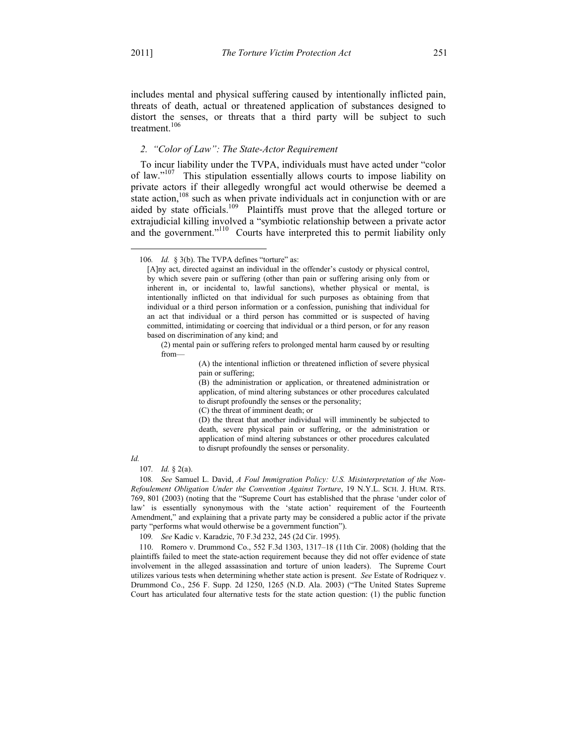includes mental and physical suffering caused by intentionally inflicted pain, threats of death, actual or threatened application of substances designed to distort the senses, or threats that a third party will be subject to such treatment.[106]

### 2. *"Color of Law": The State-Actor Requirement*

To incur liability under the TVPA, individuals must have acted under "color of law."[107] This stipulation essentially allows courts to impose liability on private actors if their allegedly wrongful act would otherwise be deemed a state action,[108] such as when private individuals act in conjunction with or are aided by state officials.[109] Plaintiffs must prove that the alleged torture or extrajudicial killing involved a "symbiotic relationship between a private actor and the government."[110] Courts have interpreted this to permit liability only

---

106. *Id.* § 3(b). The TVPA defines "torture" as:

> [A]ny act, directed against an individual in the offender's custody or physical control, by which severe pain or suffering (other than pain or suffering arising only from or inherent in, or incidental to, lawful sanctions), whether physical or mental, is intentionally inflicted on that individual for such purposes as obtaining from that individual or a third person information or a confession, punishing that individual for an act that individual or a third person has committed or is suspected of having committed, intimidating or coercing that individual or a third person, or for any reason based on discrimination of any kind; and
>
> (2) mental pain or suffering refers to prolonged mental harm caused by or resulting from—
>
> (A) the intentional infliction or threatened infliction of severe physical pain or suffering;
>
> (B) the administration or application, or threatened administration or application, of mind altering substances or other procedures calculated to disrupt profoundly the senses or the personality;
>
> (C) the threat of imminent death; or
>
> (D) the threat that another individual will imminently be subjected to death, severe physical pain or suffering, or the administration or application of mind altering substances or other procedures calculated to disrupt profoundly the senses or personality.

*Id.*

107. *Id.* § 2(a).

108. *See* Samuel L. David, *A Foul Immigration Policy: U.S. Misinterpretation of the Non-Refoulement Obligation Under the Convention Against Torture*, 19 N.Y.L. SCH. J. HUM. RTS. 769, 801 (2003) (noting that the "Supreme Court has established that the phrase 'under color of law' is essentially synonymous with the 'state action' requirement of the Fourteenth Amendment," and explaining that a private party may be considered a public actor if the private party "performs what would otherwise be a government function").

109. *See* Kadic v. Karadzic, 70 F.3d 232, 245 (2d Cir. 1995).

110. Romero v. Drummond Co., 552 F.3d 1303, 1317–18 (11th Cir. 2008) (holding that the plaintiffs failed to meet the state-action requirement because they did not offer evidence of state involvement in the alleged assassination and torture of union leaders). The Supreme Court utilizes various tests when determining whether state action is present. *See* Estate of Rodriquez v. Drummond Co., 256 F. Supp. 2d 1250, 1265 (N.D. Ala. 2003) ("The United States Supreme Court has articulated four alternative tests for the state action question: (1) the public function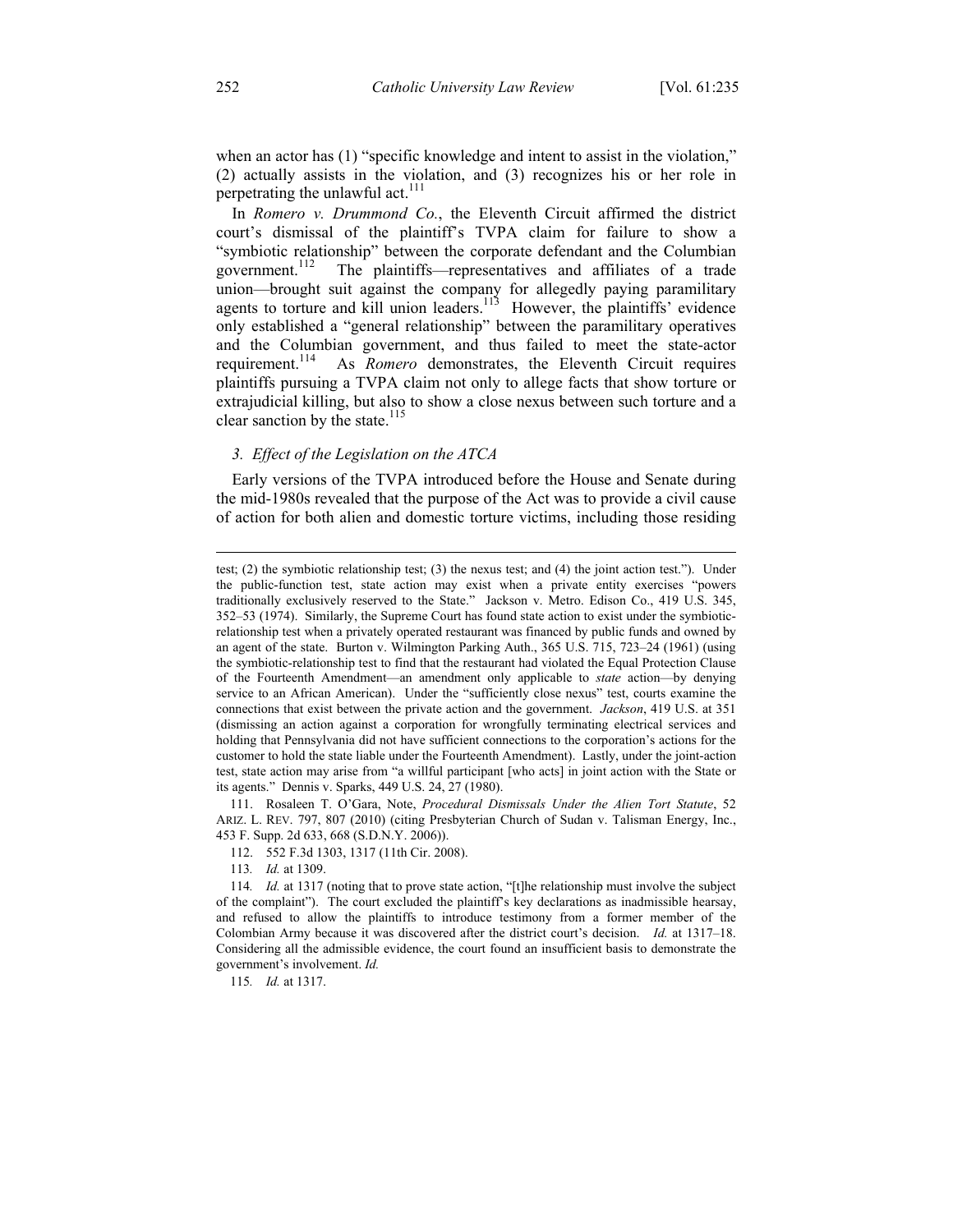when an actor has (1) "specific knowledge and intent to assist in the violation," (2) actually assists in the violation, and (3) recognizes his or her role in perpetrating the unlawful act.[111]

In *Romero v. Drummond Co.*, the Eleventh Circuit affirmed the district court's dismissal of the plaintiff's TVPA claim for failure to show a "symbiotic relationship" between the corporate defendant and the Columbian government.[112] The plaintiffs—representatives and affiliates of a trade union—brought suit against the company for allegedly paying paramilitary agents to torture and kill union leaders.[113] However, the plaintiffs' evidence only established a "general relationship" between the paramilitary operatives and the Columbian government, and thus failed to meet the state-actor requirement.[114] As *Romero* demonstrates, the Eleventh Circuit requires plaintiffs pursuing a TVPA claim not only to allege facts that show torture or extrajudicial killing, but also to show a close nexus between such torture and a clear sanction by the state.[115]

### *3. Effect of the Legislation on the ATCA*

Early versions of the TVPA introduced before the House and Senate during the mid-1980s revealed that the purpose of the Act was to provide a civil cause of action for both alien and domestic torture victims, including those residing

---

test; (2) the symbiotic relationship test; (3) the nexus test; and (4) the joint action test."). Under the public-function test, state action may exist when a private entity exercises "powers traditionally exclusively reserved to the State." Jackson v. Metro. Edison Co., 419 U.S. 345, 352–53 (1974). Similarly, the Supreme Court has found state action to exist under the symbiotic-relationship test when a privately operated restaurant was financed by public funds and owned by an agent of the state. Burton v. Wilmington Parking Auth., 365 U.S. 715, 723–24 (1961) (using the symbiotic-relationship test to find that the restaurant had violated the Equal Protection Clause of the Fourteenth Amendment—an amendment only applicable to *state* action—by denying service to an African American). Under the "sufficiently close nexus" test, courts examine the connections that exist between the private action and the government. *Jackson*, 419 U.S. at 351 (dismissing an action against a corporation for wrongfully terminating electrical services and holding that Pennsylvania did not have sufficient connections to the corporation's actions for the customer to hold the state liable under the Fourteenth Amendment). Lastly, under the joint-action test, state action may arise from "a willful participant [who acts] in joint action with the State or its agents." Dennis v. Sparks, 449 U.S. 24, 27 (1980).

111. Rosaleen T. O'Gara, Note, *Procedural Dismissals Under the Alien Tort Statute*, 52 ARIZ. L. REV. 797, 807 (2010) (citing Presbyterian Church of Sudan v. Talisman Energy, Inc., 453 F. Supp. 2d 633, 668 (S.D.N.Y. 2006)).

112. 552 F.3d 1303, 1317 (11th Cir. 2008).

113. *Id.* at 1309.

114. *Id.* at 1317 (noting that to prove state action, "[t]he relationship must involve the subject of the complaint"). The court excluded the plaintiff's key declarations as inadmissible hearsay, and refused to allow the plaintiffs to introduce testimony from a former member of the Colombian Army because it was discovered after the district court's decision. *Id.* at 1317–18. Considering all the admissible evidence, the court found an insufficient basis to demonstrate the government's involvement. *Id.*

115. *Id.* at 1317.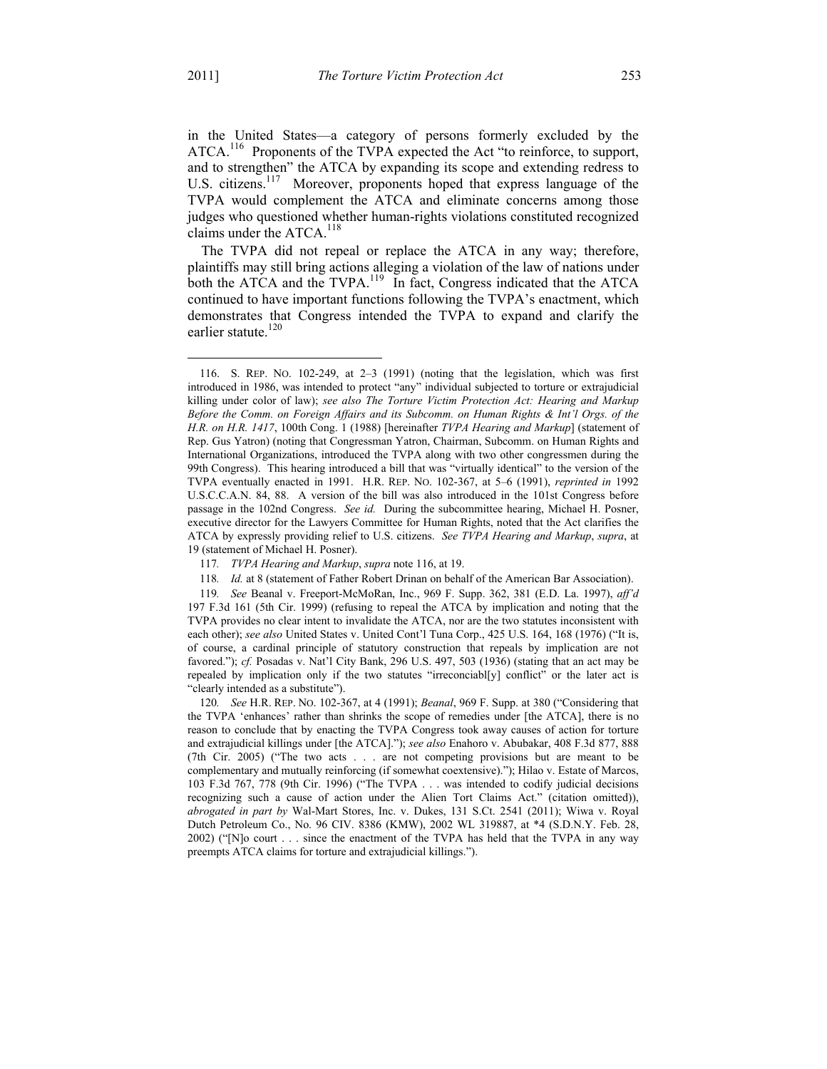in the United States—a category of persons formerly excluded by the ATCA.[116] Proponents of the TVPA expected the Act "to reinforce, to support, and to strengthen" the ATCA by expanding its scope and extending redress to U.S. citizens.[117] Moreover, proponents hoped that express language of the TVPA would complement the ATCA and eliminate concerns among those judges who questioned whether human-rights violations constituted recognized claims under the ATCA.[118]

The TVPA did not repeal or replace the ATCA in any way; therefore, plaintiffs may still bring actions alleging a violation of the law of nations under both the ATCA and the TVPA.[119] In fact, Congress indicated that the ATCA continued to have important functions following the TVPA's enactment, which demonstrates that Congress intended the TVPA to expand and clarify the earlier statute.[120]

---

116. S. REP. NO. 102-249, at 2–3 (1991) (noting that the legislation, which was first introduced in 1986, was intended to protect "any" individual subjected to torture or extrajudicial killing under color of law); *see also The Torture Victim Protection Act: Hearing and Markup Before the Comm. on Foreign Affairs and its Subcomm. on Human Rights & Int'l Orgs. of the H.R. on H.R. 1417*, 100th Cong. 1 (1988) [hereinafter *TVPA Hearing and Markup*] (statement of Rep. Gus Yatron) (noting that Congressman Yatron, Chairman, Subcomm. on Human Rights and International Organizations, introduced the TVPA along with two other congressmen during the 99th Congress). This hearing introduced a bill that was "virtually identical" to the version of the TVPA eventually enacted in 1991. H.R. REP. NO. 102-367, at 5–6 (1991), *reprinted in* 1992 U.S.C.C.A.N. 84, 88. A version of the bill was also introduced in the 101st Congress before passage in the 102nd Congress. *See id.* During the subcommittee hearing, Michael H. Posner, executive director for the Lawyers Committee for Human Rights, noted that the Act clarifies the ATCA by expressly providing relief to U.S. citizens. *See TVPA Hearing and Markup*, *supra*, at 19 (statement of Michael H. Posner).

117. *TVPA Hearing and Markup*, *supra* note 116, at 19.

118. *Id.* at 8 (statement of Father Robert Drinan on behalf of the American Bar Association).

119. *See* Beanal v. Freeport-McMoRan, Inc., 969 F. Supp. 362, 381 (E.D. La. 1997), *aff'd* 197 F.3d 161 (5th Cir. 1999) (refusing to repeal the ATCA by implication and noting that the TVPA provides no clear intent to invalidate the ATCA, nor are the two statutes inconsistent with each other); *see also* United States v. United Cont'l Tuna Corp., 425 U.S. 164, 168 (1976) ("It is, of course, a cardinal principle of statutory construction that repeals by implication are not favored."); *cf.* Posadas v. Nat'l City Bank, 296 U.S. 497, 503 (1936) (stating that an act may be repealed by implication only if the two statutes "irreconciabl[y] conflict" or the later act is "clearly intended as a substitute").

120. *See* H.R. REP. NO. 102-367, at 4 (1991); *Beanal*, 969 F. Supp. at 380 ("Considering that the TVPA 'enhances' rather than shrinks the scope of remedies under [the ATCA], there is no reason to conclude that by enacting the TVPA Congress took away causes of action for torture and extrajudicial killings under [the ATCA]."); *see also* Enahoro v. Abubakar, 408 F.3d 877, 888 (7th Cir. 2005) ("The two acts . . . are not competing provisions but are meant to be complementary and mutually reinforcing (if somewhat coextensive)."); Hilao v. Estate of Marcos, 103 F.3d 767, 778 (9th Cir. 1996) ("The TVPA . . . was intended to codify judicial decisions recognizing such a cause of action under the Alien Tort Claims Act." (citation omitted)), *abrogated in part by* Wal-Mart Stores, Inc. v. Dukes, 131 S.Ct. 2541 (2011); Wiwa v. Royal Dutch Petroleum Co., No. 96 CIV. 8386 (KMW), 2002 WL 319887, at *4 (S.D.N.Y. Feb. 28, 2002) ("[N]o court . . . since the enactment of the TVPA has held that the TVPA in any way preempts ATCA claims for torture and extrajudicial killings.").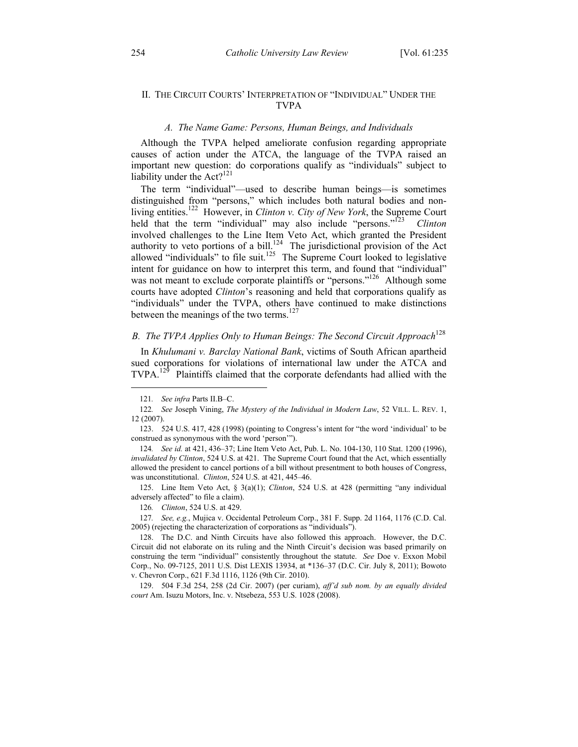## II. THE CIRCUIT COURTS' INTERPRETATION OF "INDIVIDUAL" UNDER THE TVPA

### *A. The Name Game: Persons, Human Beings, and Individuals*

Although the TVPA helped ameliorate confusion regarding appropriate causes of action under the ATCA, the language of the TVPA raised an important new question: do corporations qualify as "individuals" subject to liability under the Act?[121]

The term "individual"—used to describe human beings—is sometimes distinguished from "persons," which includes both natural bodies and non-living entities.[122] However, in *Clinton v. City of New York*, the Supreme Court held that the term "individual" may also include "persons."[123] *Clinton* involved challenges to the Line Item Veto Act, which granted the President authority to veto portions of a bill.[124] The jurisdictional provision of the Act allowed "individuals" to file suit.[125] The Supreme Court looked to legislative intent for guidance on how to interpret this term, and found that "individual" was not meant to exclude corporate plaintiffs or "persons."[126] Although some courts have adopted *Clinton*'s reasoning and held that corporations qualify as "individuals" under the TVPA, others have continued to make distinctions between the meanings of the two terms.[127]

### *B. The TVPA Applies Only to Human Beings: The Second Circuit Approach*[128]

In *Khulumani v. Barclay National Bank*, victims of South African apartheid sued corporations for violations of international law under the ATCA and TVPA.[129] Plaintiffs claimed that the corporate defendants had allied with the

---

121. *See infra* Parts II.B–C.

122. *See* Joseph Vining, *The Mystery of the Individual in Modern Law*, 52 VILL. L. REV. 1, 12 (2007).

123. 524 U.S. 417, 428 (1998) (pointing to Congress's intent for "the word 'individual' to be construed as synonymous with the word 'person'").

124. *See id.* at 421, 436–37; Line Item Veto Act, Pub. L. No. 104-130, 110 Stat. 1200 (1996), *invalidated by Clinton*, 524 U.S. at 421. The Supreme Court found that the Act, which essentially allowed the president to cancel portions of a bill without presentment to both houses of Congress, was unconstitutional. *Clinton*, 524 U.S. at 421, 445–46.

125. Line Item Veto Act, § 3(a)(1); *Clinton*, 524 U.S. at 428 (permitting "any individual adversely affected" to file a claim).

126. *Clinton*, 524 U.S. at 429.

127. *See, e.g.*, Mujica v. Occidental Petroleum Corp., 381 F. Supp. 2d 1164, 1176 (C.D. Cal. 2005) (rejecting the characterization of corporations as "individuals").

128. The D.C. and Ninth Circuits have also followed this approach. However, the D.C. Circuit did not elaborate on its ruling and the Ninth Circuit's decision was based primarily on construing the term "individual" consistently throughout the statute. *See* Doe v. Exxon Mobil Corp., No. 09-7125, 2011 U.S. Dist LEXIS 13934, at *136–37 (D.C. Cir. July 8, 2011); Bowoto v. Chevron Corp., 621 F.3d 1116, 1126 (9th Cir. 2010).

129. 504 F.3d 254, 258 (2d Cir. 2007) (per curiam), *aff'd sub nom. by an equally divided court* Am. Isuzu Motors, Inc. v. Ntsebeza, 553 U.S. 1028 (2008).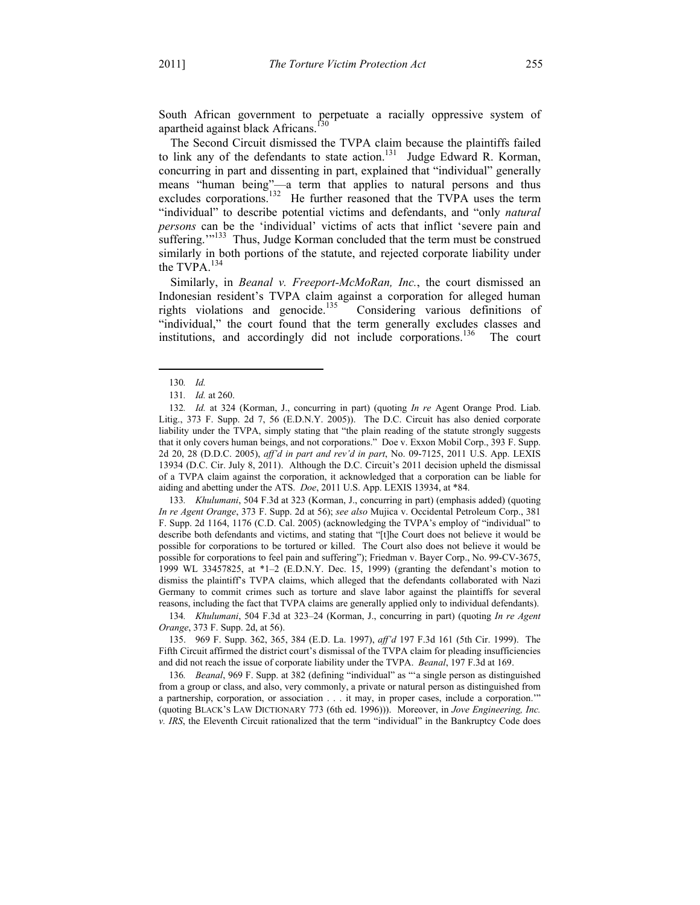South African government to perpetuate a racially oppressive system of apartheid against black Africans.[130]

The Second Circuit dismissed the TVPA claim because the plaintiffs failed to link any of the defendants to state action.[131] Judge Edward R. Korman, concurring in part and dissenting in part, explained that "individual" generally means "human being"—a term that applies to natural persons and thus excludes corporations.[132] He further reasoned that the TVPA uses the term "individual" to describe potential victims and defendants, and "only *natural persons* can be the 'individual' victims of acts that inflict 'severe pain and suffering.'"[133] Thus, Judge Korman concluded that the term must be construed similarly in both portions of the statute, and rejected corporate liability under the TVPA.[134]

Similarly, in *Beanal v. Freeport-McMoRan, Inc.*, the court dismissed an Indonesian resident's TVPA claim against a corporation for alleged human rights violations and genocide.[135] Considering various definitions of "individual," the court found that the term generally excludes classes and institutions, and accordingly did not include corporations.[136] The court

---

130. *Id.*

131. *Id.* at 260.

132. *Id.* at 324 (Korman, J., concurring in part) (quoting *In re* Agent Orange Prod. Liab. Litig., 373 F. Supp. 2d 7, 56 (E.D.N.Y. 2005)). The D.C. Circuit has also denied corporate liability under the TVPA, simply stating that "the plain reading of the statute strongly suggests that it only covers human beings, and not corporations." Doe v. Exxon Mobil Corp., 393 F. Supp. 2d 20, 28 (D.D.C. 2005), *aff'd in part and rev'd in part*, No. 09-7125, 2011 U.S. App. LEXIS 13934 (D.C. Cir. July 8, 2011). Although the D.C. Circuit's 2011 decision upheld the dismissal of a TVPA claim against the corporation, it acknowledged that a corporation can be liable for aiding and abetting under the ATS. *Doe*, 2011 U.S. App. LEXIS 13934, at *84.

133. *Khulumani*, 504 F.3d at 323 (Korman, J., concurring in part) (emphasis added) (quoting *In re Agent Orange*, 373 F. Supp. 2d at 56); *see also* Mujica v. Occidental Petroleum Corp., 381 F. Supp. 2d 1164, 1176 (C.D. Cal. 2005) (acknowledging the TVPA's employ of "individual" to describe both defendants and victims, and stating that "[t]he Court does not believe it would be possible for corporations to be tortured or killed. The Court also does not believe it would be possible for corporations to feel pain and suffering"); Friedman v. Bayer Corp., No. 99-CV-3675, 1999 WL 33457825, at *1–2 (E.D.N.Y. Dec. 15, 1999) (granting the defendant's motion to dismiss the plaintiff's TVPA claims, which alleged that the defendants collaborated with Nazi Germany to commit crimes such as torture and slave labor against the plaintiffs for several reasons, including the fact that TVPA claims are generally applied only to individual defendants).

134. *Khulumani*, 504 F.3d at 323–24 (Korman, J., concurring in part) (quoting *In re Agent Orange*, 373 F. Supp. 2d, at 56).

135. 969 F. Supp. 362, 365, 384 (E.D. La. 1997), *aff'd* 197 F.3d 161 (5th Cir. 1999). The Fifth Circuit affirmed the district court's dismissal of the TVPA claim for pleading insufficiencies and did not reach the issue of corporate liability under the TVPA. *Beanal*, 197 F.3d at 169.

136. *Beanal*, 969 F. Supp. at 382 (defining "individual" as "'a single person as distinguished from a group or class, and also, very commonly, a private or natural person as distinguished from a partnership, corporation, or association . . . it may, in proper cases, include a corporation.'" (quoting BLACK'S LAW DICTIONARY 773 (6th ed. 1996))). Moreover, in *Jove Engineering, Inc. v. IRS*, the Eleventh Circuit rationalized that the term "individual" in the Bankruptcy Code does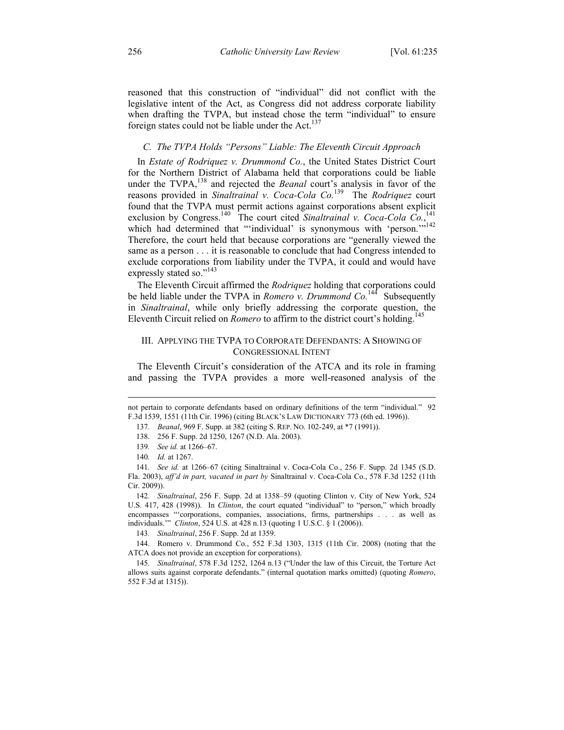reasoned that this construction of "individual" did not conflict with the legislative intent of the Act, as Congress did not address corporate liability when drafting the TVPA, but instead chose the term "individual" to ensure foreign states could not be liable under the Act.[137]

### *C. The TVPA Holds "Persons" Liable: The Eleventh Circuit Approach*

In *Estate of Rodriquez v. Drummond Co.*, the United States District Court for the Northern District of Alabama held that corporations could be liable under the TVPA,[138] and rejected the *Beanal* court's analysis in favor of the reasons provided in *Sinaltrainal v. Coca-Cola Co.*[139] The *Rodriquez* court found that the TVPA must permit actions against corporations absent explicit exclusion by Congress.[140] The court cited *Sinaltrainal v. Coca-Cola Co.*,[141] which had determined that "'individual' is synonymous with 'person.'"[142] Therefore, the court held that because corporations are "generally viewed the same as a person . . . it is reasonable to conclude that had Congress intended to exclude corporations from liability under the TVPA, it could and would have expressly stated so."[143]

The Eleventh Circuit affirmed the *Rodriquez* holding that corporations could be held liable under the TVPA in *Romero v. Drummond Co.*[144] Subsequently in *Sinaltrainal*, while only briefly addressing the corporate question, the Eleventh Circuit relied on *Romero* to affirm to the district court's holding.[145]

## III. APPLYING THE TVPA TO CORPORATE DEFENDANTS: A SHOWING OF CONGRESSIONAL INTENT

The Eleventh Circuit's consideration of the ATCA and its role in framing and passing the TVPA provides a more well-reasoned analysis of the

---

not pertain to corporate defendants based on ordinary definitions of the term "individual." 92 F.3d 1539, 1551 (11th Cir. 1996) (citing BLACK'S LAW DICTIONARY 773 (6th ed. 1996)).

137. *Beanal*, 969 F. Supp. at 382 (citing S. REP. NO. 102-249, at *7 (1991)).

138. 256 F. Supp. 2d 1250, 1267 (N.D. Ala. 2003).

139. *See id.* at 1266–67.

140. *Id.* at 1267.

141. *See id.* at 1266–67 (citing Sinaltrainal v. Coca-Cola Co., 256 F. Supp. 2d 1345 (S.D. Fla. 2003), *aff'd in part, vacated in part by* Sinaltrainal v. Coca-Cola Co., 578 F.3d 1252 (11th Cir. 2009)).

142. *Sinaltrainal*, 256 F. Supp. 2d at 1358–59 (quoting Clinton v. City of New York, 524 U.S. 417, 428 (1998)). In *Clinton*, the court equated "individual" to "person," which broadly encompasses "'corporations, companies, associations, firms, partnerships . . . as well as individuals.'" *Clinton*, 524 U.S. at 428 n.13 (quoting 1 U.S.C. § 1 (2006)).

143. *Sinaltrainal*, 256 F. Supp. 2d at 1359.

144. Romero v. Drummond Co., 552 F.3d 1303, 1315 (11th Cir. 2008) (noting that the ATCA does not provide an exception for corporations).

145. *Sinaltrainal*, 578 F.3d 1252, 1264 n.13 ("Under the law of this Circuit, the Torture Act allows suits against corporate defendants." (internal quotation marks omitted) (quoting *Romero*, 552 F.3d at 1315)).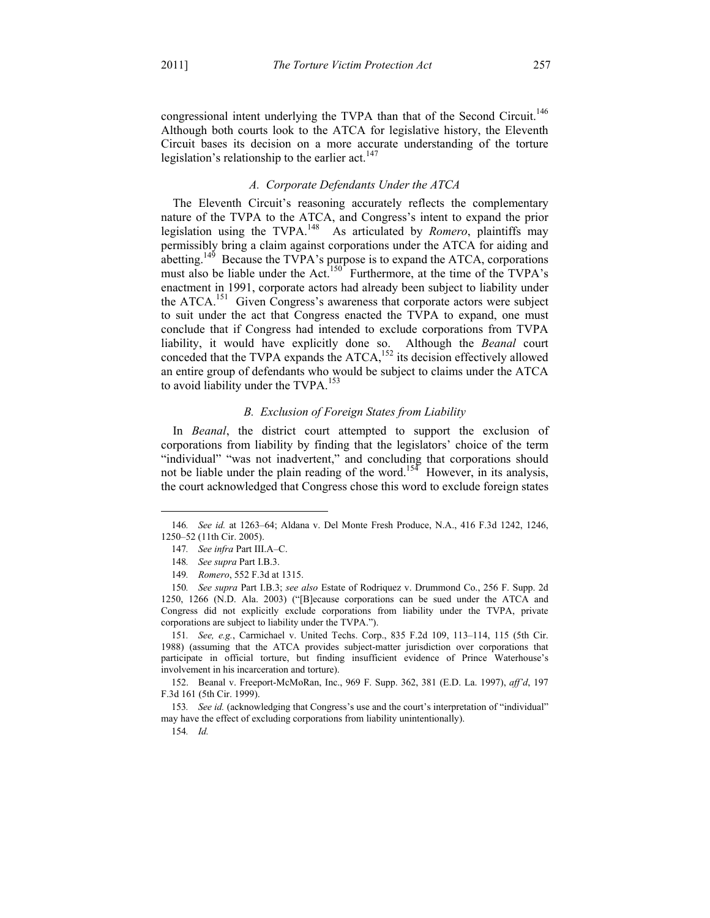congressional intent underlying the TVPA than that of the Second Circuit.[146] Although both courts look to the ATCA for legislative history, the Eleventh Circuit bases its decision on a more accurate understanding of the torture legislation's relationship to the earlier act.[147]

### *A. Corporate Defendants Under the ATCA*

The Eleventh Circuit's reasoning accurately reflects the complementary nature of the TVPA to the ATCA, and Congress's intent to expand the prior legislation using the TVPA.[148] As articulated by *Romero*, plaintiffs may permissibly bring a claim against corporations under the ATCA for aiding and abetting.[149] Because the TVPA's purpose is to expand the ATCA, corporations must also be liable under the Act.[150] Furthermore, at the time of the TVPA's enactment in 1991, corporate actors had already been subject to liability under the ATCA.[151] Given Congress's awareness that corporate actors were subject to suit under the act that Congress enacted the TVPA to expand, one must conclude that if Congress had intended to exclude corporations from TVPA liability, it would have explicitly done so. Although the *Beanal* court conceded that the TVPA expands the ATCA,[152] its decision effectively allowed an entire group of defendants who would be subject to claims under the ATCA to avoid liability under the TVPA.[153]

### *B. Exclusion of Foreign States from Liability*

In *Beanal*, the district court attempted to support the exclusion of corporations from liability by finding that the legislators' choice of the term "individual" "was not inadvertent," and concluding that corporations should not be liable under the plain reading of the word.[154] However, in its analysis, the court acknowledged that Congress chose this word to exclude foreign states

---

146. *See id.* at 1263–64; Aldana v. Del Monte Fresh Produce, N.A., 416 F.3d 1242, 1246, 1250–52 (11th Cir. 2005).

147. *See infra* Part III.A–C.

148. *See supra* Part I.B.3.

149. *Romero*, 552 F.3d at 1315.

150. *See supra* Part I.B.3; *see also* Estate of Rodriquez v. Drummond Co., 256 F. Supp. 2d 1250, 1266 (N.D. Ala. 2003) ("[B]ecause corporations can be sued under the ATCA and Congress did not explicitly exclude corporations from liability under the TVPA, private corporations are subject to liability under the TVPA.").

151. *See, e.g.*, Carmichael v. United Techs. Corp., 835 F.2d 109, 113–114, 115 (5th Cir. 1988) (assuming that the ATCA provides subject-matter jurisdiction over corporations that participate in official torture, but finding insufficient evidence of Prince Waterhouse's involvement in his incarceration and torture).

152. Beanal v. Freeport-McMoRan, Inc., 969 F. Supp. 362, 381 (E.D. La. 1997), *aff'd*, 197 F.3d 161 (5th Cir. 1999).

153. *See id.* (acknowledging that Congress's use and the court's interpretation of "individual" may have the effect of excluding corporations from liability unintentionally).

154. *Id.*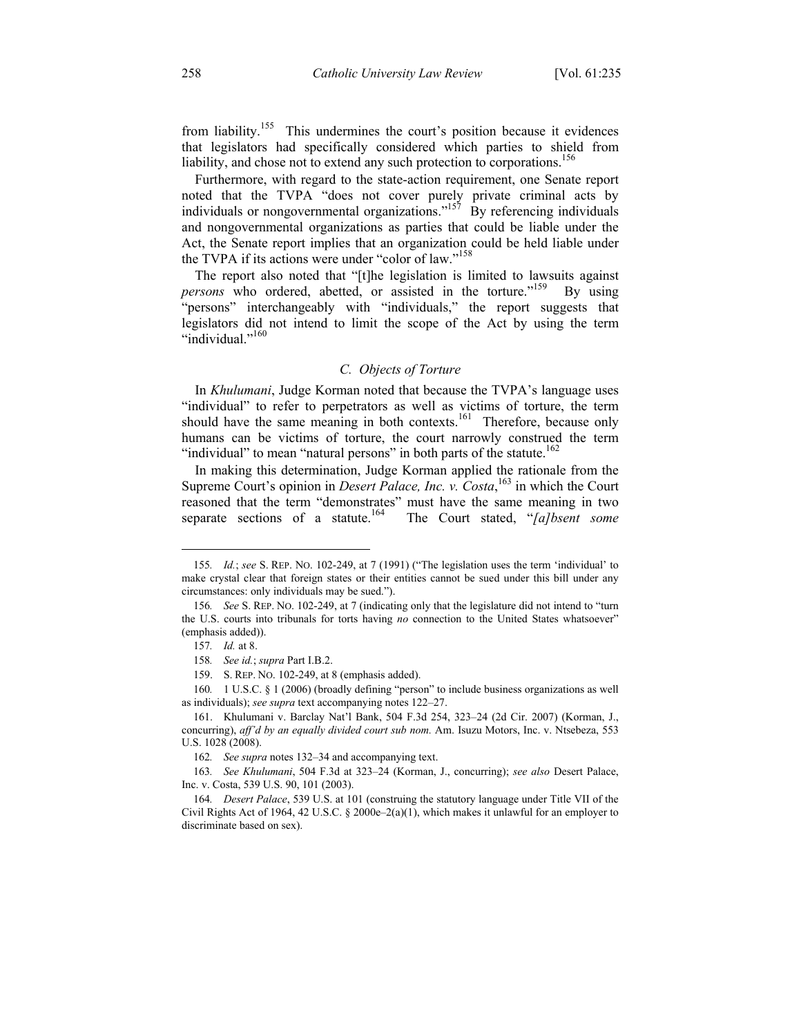from liability.[155] This undermines the court's position because it evidences that legislators had specifically considered which parties to shield from liability, and chose not to extend any such protection to corporations.[156]

Furthermore, with regard to the state-action requirement, one Senate report noted that the TVPA "does not cover purely private criminal acts by individuals or nongovernmental organizations."[157] By referencing individuals and nongovernmental organizations as parties that could be liable under the Act, the Senate report implies that an organization could be held liable under the TVPA if its actions were under "color of law."[158]

The report also noted that "[t]he legislation is limited to lawsuits against *persons* who ordered, abetted, or assisted in the torture."[159] By using "persons" interchangeably with "individuals," the report suggests that legislators did not intend to limit the scope of the Act by using the term "individual."[160]

### *C. Objects of Torture*

In *Khulumani*, Judge Korman noted that because the TVPA's language uses "individual" to refer to perpetrators as well as victims of torture, the term should have the same meaning in both contexts.[161] Therefore, because only humans can be victims of torture, the court narrowly construed the term "individual" to mean "natural persons" in both parts of the statute.[162]

In making this determination, Judge Korman applied the rationale from the Supreme Court's opinion in *Desert Palace, Inc. v. Costa*,[163] in which the Court reasoned that the term "demonstrates" must have the same meaning in two separate sections of a statute.[164] The Court stated, "*[a]bsent some*

---

155. *Id.*; *see* S. REP. NO. 102-249, at 7 (1991) ("The legislation uses the term 'individual' to make crystal clear that foreign states or their entities cannot be sued under this bill under any circumstances: only individuals may be sued.").

156. *See* S. REP. NO. 102-249, at 7 (indicating only that the legislature did not intend to "turn the U.S. courts into tribunals for torts having *no* connection to the United States whatsoever" (emphasis added)).

157. *Id.* at 8.

158. *See id.*; *supra* Part I.B.2.

159. S. REP. NO. 102-249, at 8 (emphasis added).

160. 1 U.S.C. § 1 (2006) (broadly defining "person" to include business organizations as well as individuals); *see supra* text accompanying notes 122–27.

161. Khulumani v. Barclay Nat'l Bank, 504 F.3d 254, 323–24 (2d Cir. 2007) (Korman, J., concurring), *aff'd by an equally divided court sub nom.* Am. Isuzu Motors, Inc. v. Ntsebeza, 553 U.S. 1028 (2008).

162. *See supra* notes 132–34 and accompanying text.

163. *See Khulumani*, 504 F.3d at 323–24 (Korman, J., concurring); *see also* Desert Palace, Inc. v. Costa, 539 U.S. 90, 101 (2003).

164. *Desert Palace*, 539 U.S. at 101 (construing the statutory language under Title VII of the Civil Rights Act of 1964, 42 U.S.C. § 2000e–2(a)(1), which makes it unlawful for an employer to discriminate based on sex).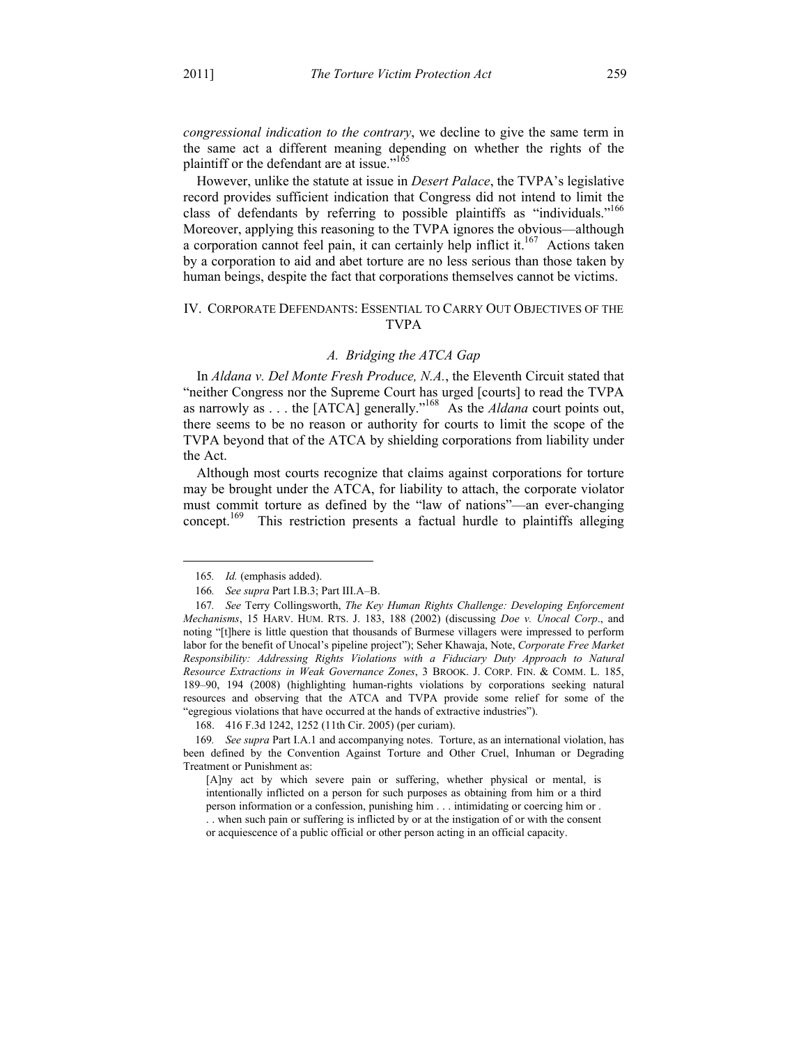*congressional indication to the contrary*, we decline to give the same term in the same act a different meaning depending on whether the rights of the plaintiff or the defendant are at issue."[165]

However, unlike the statute at issue in *Desert Palace*, the TVPA's legislative record provides sufficient indication that Congress did not intend to limit the class of defendants by referring to possible plaintiffs as "individuals."[166] Moreover, applying this reasoning to the TVPA ignores the obvious—although a corporation cannot feel pain, it can certainly help inflict it.[167] Actions taken by a corporation to aid and abet torture are no less serious than those taken by human beings, despite the fact that corporations themselves cannot be victims.

## IV. CORPORATE DEFENDANTS: ESSENTIAL TO CARRY OUT OBJECTIVES OF THE TVPA

### *A. Bridging the ATCA Gap*

In *Aldana v. Del Monte Fresh Produce, N.A.*, the Eleventh Circuit stated that "neither Congress nor the Supreme Court has urged [courts] to read the TVPA as narrowly as . . . the [ATCA] generally."[168] As the *Aldana* court points out, there seems to be no reason or authority for courts to limit the scope of the TVPA beyond that of the ATCA by shielding corporations from liability under the Act.

Although most courts recognize that claims against corporations for torture may be brought under the ATCA, for liability to attach, the corporate violator must commit torture as defined by the "law of nations"—an ever-changing concept.[169] This restriction presents a factual hurdle to plaintiffs alleging

---

165. *Id.* (emphasis added).

166. *See supra* Part I.B.3; Part III.A–B.

167. *See* Terry Collingsworth, *The Key Human Rights Challenge: Developing Enforcement Mechanisms*, 15 HARV. HUM. RTS. J. 183, 188 (2002) (discussing *Doe v. Unocal Corp*., and noting "[t]here is little question that thousands of Burmese villagers were impressed to perform labor for the benefit of Unocal's pipeline project"); Seher Khawaja, Note, *Corporate Free Market Responsibility: Addressing Rights Violations with a Fiduciary Duty Approach to Natural Resource Extractions in Weak Governance Zones*, 3 BROOK. J. CORP. FIN. & COMM. L. 185, 189–90, 194 (2008) (highlighting human-rights violations by corporations seeking natural resources and observing that the ATCA and TVPA provide some relief for some of the "egregious violations that have occurred at the hands of extractive industries").

168. 416 F.3d 1242, 1252 (11th Cir. 2005) (per curiam).

169. *See supra* Part I.A.1 and accompanying notes. Torture, as an international violation, has been defined by the Convention Against Torture and Other Cruel, Inhuman or Degrading Treatment or Punishment as:

> [A]ny act by which severe pain or suffering, whether physical or mental, is intentionally inflicted on a person for such purposes as obtaining from him or a third person information or a confession, punishing him . . . intimidating or coercing him or . . . when such pain or suffering is inflicted by or at the instigation of or with the consent or acquiescence of a public official or other person acting in an official capacity.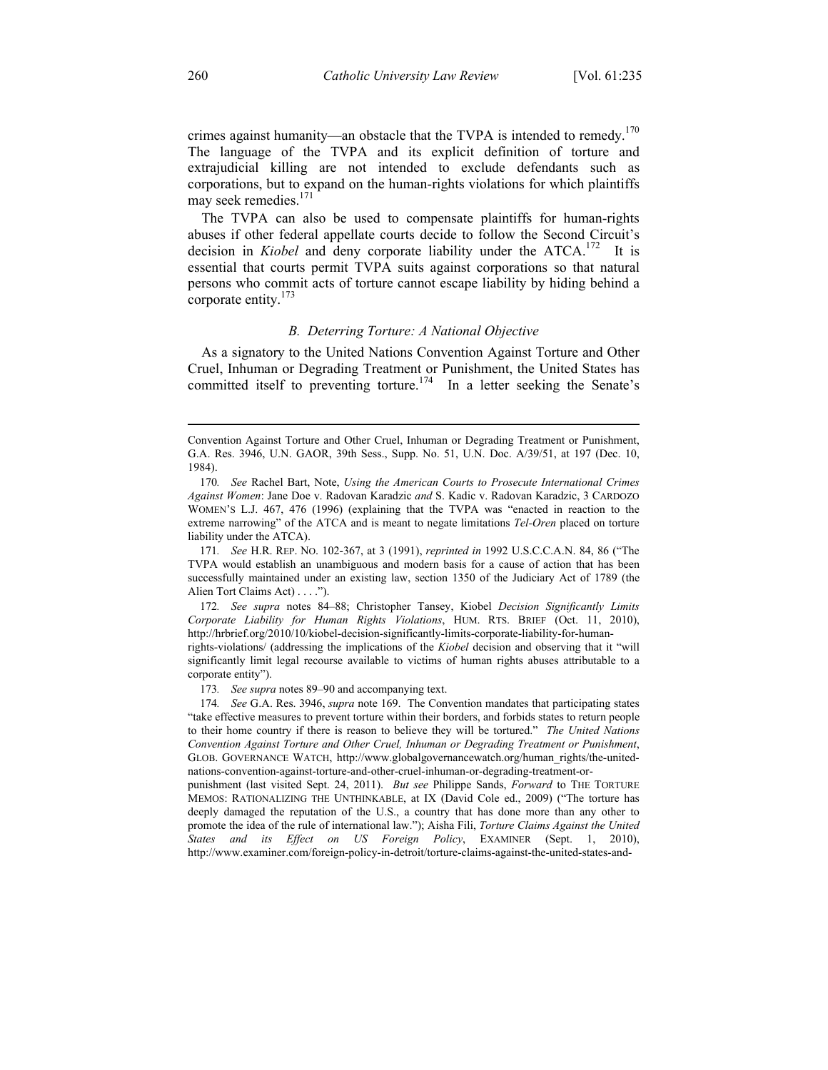crimes against humanity—an obstacle that the TVPA is intended to remedy.[170] The language of the TVPA and its explicit definition of torture and extrajudicial killing are not intended to exclude defendants such as corporations, but to expand on the human-rights violations for which plaintiffs may seek remedies.[171]

The TVPA can also be used to compensate plaintiffs for human-rights abuses if other federal appellate courts decide to follow the Second Circuit's decision in *Kiobel* and deny corporate liability under the ATCA.[172] It is essential that courts permit TVPA suits against corporations so that natural persons who commit acts of torture cannot escape liability by hiding behind a corporate entity.[173]

### *B. Deterring Torture: A National Objective*

As a signatory to the United Nations Convention Against Torture and Other Cruel, Inhuman or Degrading Treatment or Punishment, the United States has committed itself to preventing torture.[174] In a letter seeking the Senate's

---

Convention Against Torture and Other Cruel, Inhuman or Degrading Treatment or Punishment, G.A. Res. 3946, U.N. GAOR, 39th Sess., Supp. No. 51, U.N. Doc. A/39/51, at 197 (Dec. 10, 1984).

170. *See* Rachel Bart, Note, *Using the American Courts to Prosecute International Crimes Against Women*: Jane Doe v. Radovan Karadzic *and* S. Kadic v. Radovan Karadzic, 3 CARDOZO WOMEN'S L.J. 467, 476 (1996) (explaining that the TVPA was "enacted in reaction to the extreme narrowing" of the ATCA and is meant to negate limitations *Tel-Oren* placed on torture liability under the ATCA).

171. *See* H.R. REP. NO. 102-367, at 3 (1991), *reprinted in* 1992 U.S.C.C.A.N. 84, 86 ("The TVPA would establish an unambiguous and modern basis for a cause of action that has been successfully maintained under an existing law, section 1350 of the Judiciary Act of 1789 (the Alien Tort Claims Act) . . . .").

172. *See supra* notes 84–88; Christopher Tansey, Kiobel *Decision Significantly Limits Corporate Liability for Human Rights Violations*, HUM. RTS. BRIEF (Oct. 11, 2010), http://hrbrief.org/2010/10/kiobel-decision-significantly-limits-corporate-liability-for-human-rights-violations/ (addressing the implications of the *Kiobel* decision and observing that it "will significantly limit legal recourse available to victims of human rights abuses attributable to a corporate entity").

173. *See supra* notes 89–90 and accompanying text.

174. *See* G.A. Res. 3946, *supra* note 169. The Convention mandates that participating states "take effective measures to prevent torture within their borders, and forbids states to return people to their home country if there is reason to believe they will be tortured." *The United Nations Convention Against Torture and Other Cruel, Inhuman or Degrading Treatment or Punishment*, GLOB. GOVERNANCE WATCH, http://www.globalgovernancewatch.org/human_rights/the-united-nations-convention-against-torture-and-other-cruel-inhuman-or-degrading-treatment-or-punishment (last visited Sept. 24, 2011). *But see* Philippe Sands, *Forward* to THE TORTURE MEMOS: RATIONALIZING THE UNTHINKABLE, at IX (David Cole ed., 2009) ("The torture has deeply damaged the reputation of the U.S., a country that has done more than any other to promote the idea of the rule of international law."); Aisha Fili, *Torture Claims Against the United States and its Effect on US Foreign Policy*, EXAMINER (Sept. 1, 2010), http://www.examiner.com/foreign-policy-in-detroit/torture-claims-against-the-united-states-and-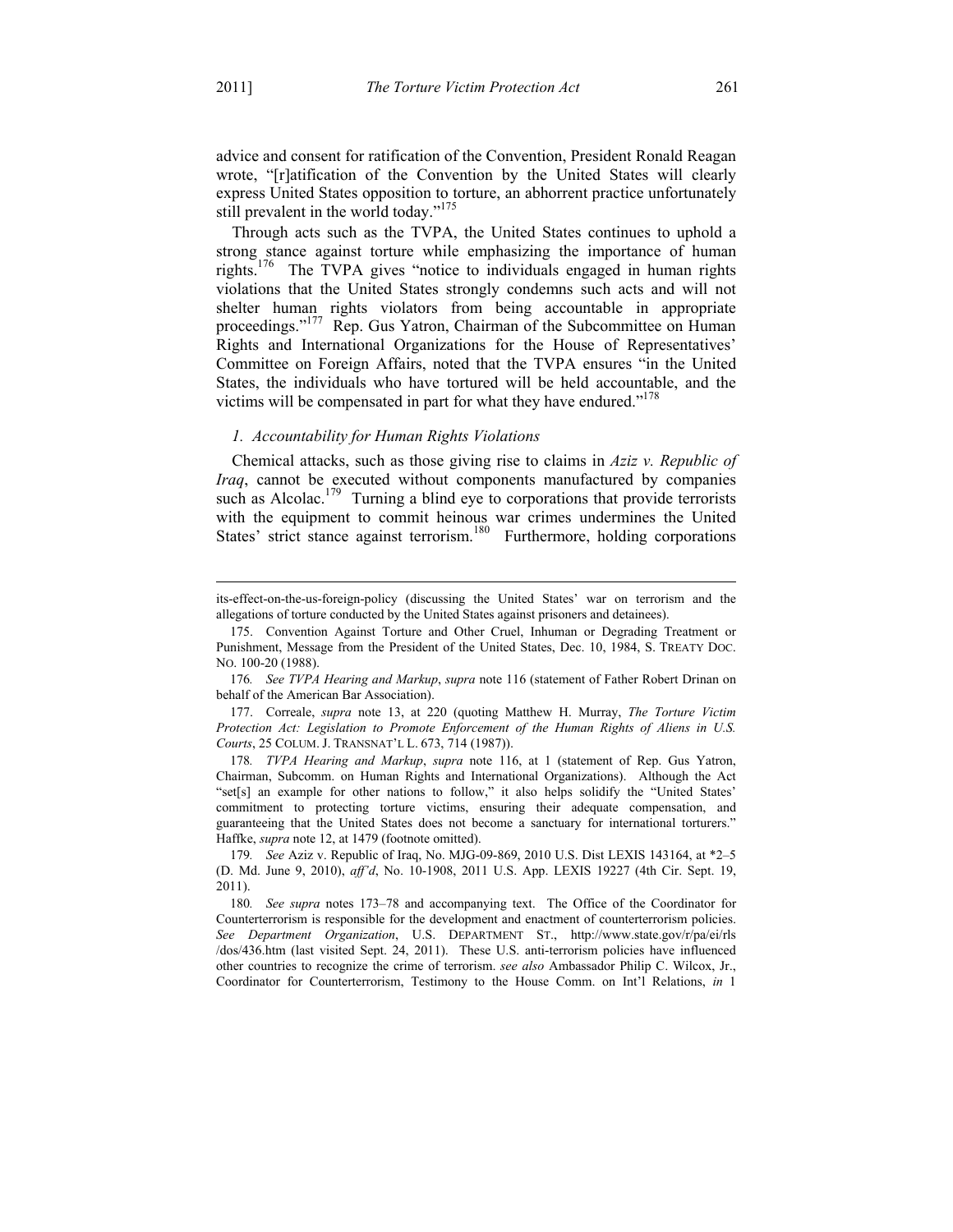advice and consent for ratification of the Convention, President Ronald Reagan wrote, "[r]atification of the Convention by the United States will clearly express United States opposition to torture, an abhorrent practice unfortunately still prevalent in the world today."[175]

Through acts such as the TVPA, the United States continues to uphold a strong stance against torture while emphasizing the importance of human rights.[176] The TVPA gives "notice to individuals engaged in human rights violations that the United States strongly condemns such acts and will not shelter human rights violators from being accountable in appropriate proceedings."[177] Rep. Gus Yatron, Chairman of the Subcommittee on Human Rights and International Organizations for the House of Representatives' Committee on Foreign Affairs, noted that the TVPA ensures "in the United States, the individuals who have tortured will be held accountable, and the victims will be compensated in part for what they have endured."[178]

### *1. Accountability for Human Rights Violations*

Chemical attacks, such as those giving rise to claims in *Aziz v. Republic of Iraq*, cannot be executed without components manufactured by companies such as Alcolac.[179] Turning a blind eye to corporations that provide terrorists with the equipment to commit heinous war crimes undermines the United States' strict stance against terrorism.[180] Furthermore, holding corporations

---

its-effect-on-the-us-foreign-policy (discussing the United States' war on terrorism and the allegations of torture conducted by the United States against prisoners and detainees).

175. Convention Against Torture and Other Cruel, Inhuman or Degrading Treatment or Punishment, Message from the President of the United States, Dec. 10, 1984, S. TREATY DOC. NO. 100-20 (1988).

176. *See TVPA Hearing and Markup*, *supra* note 116 (statement of Father Robert Drinan on behalf of the American Bar Association).

177. Correale, *supra* note 13, at 220 (quoting Matthew H. Murray, *The Torture Victim Protection Act: Legislation to Promote Enforcement of the Human Rights of Aliens in U.S. Courts*, 25 COLUM. J. TRANSNAT'L L. 673, 714 (1987)).

178. *TVPA Hearing and Markup*, *supra* note 116, at 1 (statement of Rep. Gus Yatron, Chairman, Subcomm. on Human Rights and International Organizations). Although the Act "set[s] an example for other nations to follow," it also helps solidify the "United States' commitment to protecting torture victims, ensuring their adequate compensation, and guaranteeing that the United States does not become a sanctuary for international torturers." Haffke, *supra* note 12, at 1479 (footnote omitted).

179. *See* Aziz v. Republic of Iraq, No. MJG-09-869, 2010 U.S. Dist LEXIS 143164, at *2–5 (D. Md. June 9, 2010), *aff'd*, No. 10-1908, 2011 U.S. App. LEXIS 19227 (4th Cir. Sept. 19, 2011).

180. *See supra* notes 173–78 and accompanying text. The Office of the Coordinator for Counterterrorism is responsible for the development and enactment of counterterrorism policies. *See Department Organization*, U.S. DEPARTMENT ST., http://www.state.gov/r/pa/ei/rls/dos/436.htm (last visited Sept. 24, 2011). These U.S. anti-terrorism policies have influenced other countries to recognize the crime of terrorism. *see also* Ambassador Philip C. Wilcox, Jr., Coordinator for Counterterrorism, Testimony to the House Comm. on Int'l Relations, *in* 1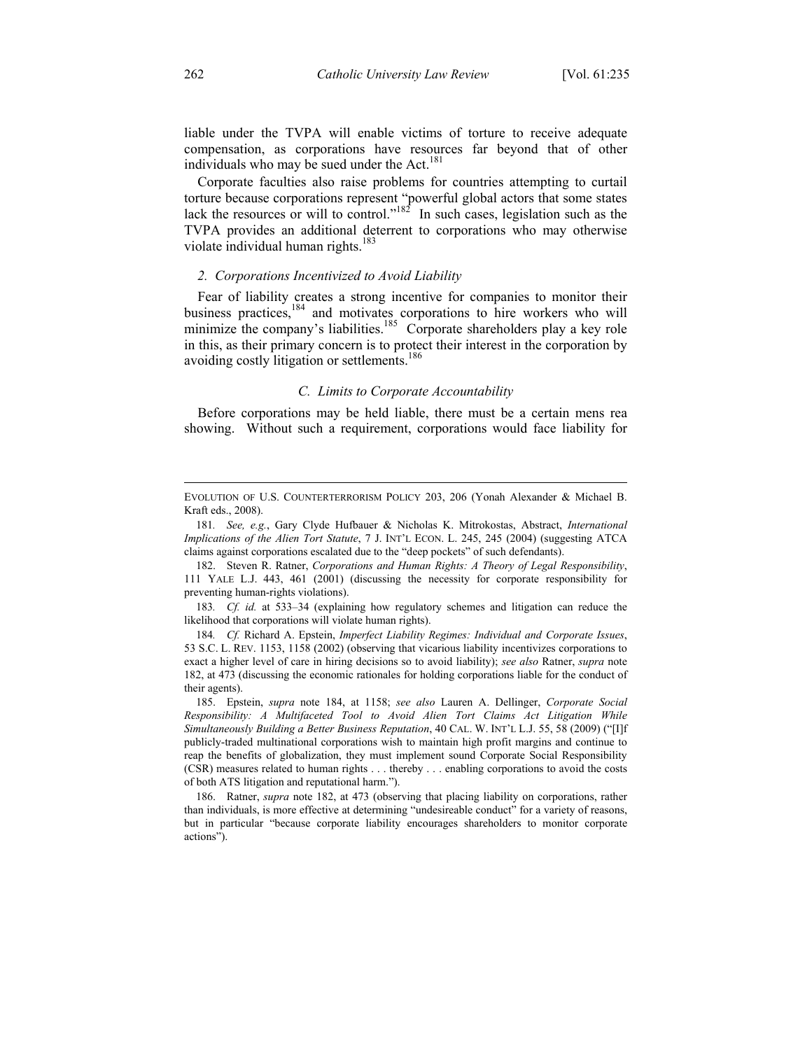liable under the TVPA will enable victims of torture to receive adequate compensation, as corporations have resources far beyond that of other individuals who may be sued under the Act.[181]

Corporate faculties also raise problems for countries attempting to curtail torture because corporations represent "powerful global actors that some states lack the resources or will to control."[182] In such cases, legislation such as the TVPA provides an additional deterrent to corporations who may otherwise violate individual human rights.[183]

### *2. Corporations Incentivized to Avoid Liability*

Fear of liability creates a strong incentive for companies to monitor their business practices,[184] and motivates corporations to hire workers who will minimize the company's liabilities.[185] Corporate shareholders play a key role in this, as their primary concern is to protect their interest in the corporation by avoiding costly litigation or settlements.[186]

## *C. Limits to Corporate Accountability*

Before corporations may be held liable, there must be a certain mens rea showing. Without such a requirement, corporations would face liability for

---

EVOLUTION OF U.S. COUNTERTERRORISM POLICY 203, 206 (Yonah Alexander & Michael B. Kraft eds., 2008).

181. *See, e.g.*, Gary Clyde Hufbauer & Nicholas K. Mitrokostas, Abstract, *International Implications of the Alien Tort Statute*, 7 J. INT'L ECON. L. 245, 245 (2004) (suggesting ATCA claims against corporations escalated due to the "deep pockets" of such defendants).

182. Steven R. Ratner, *Corporations and Human Rights: A Theory of Legal Responsibility*, 111 YALE L.J. 443, 461 (2001) (discussing the necessity for corporate responsibility for preventing human-rights violations).

183. *Cf. id.* at 533–34 (explaining how regulatory schemes and litigation can reduce the likelihood that corporations will violate human rights).

184. *Cf.* Richard A. Epstein, *Imperfect Liability Regimes: Individual and Corporate Issues*, 53 S.C. L. REV. 1153, 1158 (2002) (observing that vicarious liability incentivizes corporations to exact a higher level of care in hiring decisions so to avoid liability); *see also* Ratner, *supra* note 182, at 473 (discussing the economic rationales for holding corporations liable for the conduct of their agents).

185. Epstein, *supra* note 184, at 1158; *see also* Lauren A. Dellinger, *Corporate Social Responsibility: A Multifaceted Tool to Avoid Alien Tort Claims Act Litigation While Simultaneously Building a Better Business Reputation*, 40 CAL. W. INT'L L.J. 55, 58 (2009) ("[I]f publicly-traded multinational corporations wish to maintain high profit margins and continue to reap the benefits of globalization, they must implement sound Corporate Social Responsibility (CSR) measures related to human rights . . . thereby . . . enabling corporations to avoid the costs of both ATS litigation and reputational harm.").

186. Ratner, *supra* note 182, at 473 (observing that placing liability on corporations, rather than individuals, is more effective at determining "undesireable conduct" for a variety of reasons, but in particular "because corporate liability encourages shareholders to monitor corporate actions").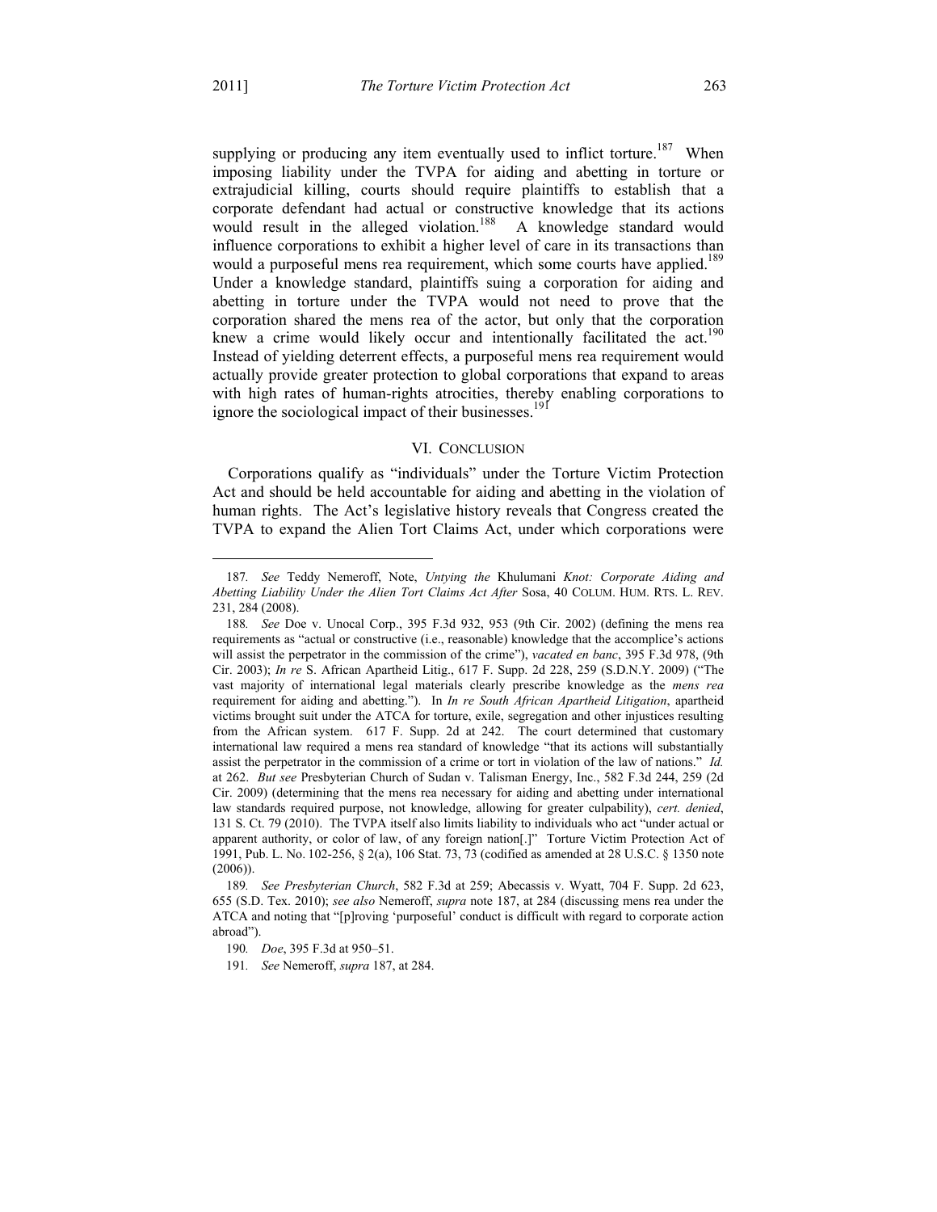supplying or producing any item eventually used to inflict torture.[187] When imposing liability under the TVPA for aiding and abetting in torture or extrajudicial killing, courts should require plaintiffs to establish that a corporate defendant had actual or constructive knowledge that its actions would result in the alleged violation.[188] A knowledge standard would influence corporations to exhibit a higher level of care in its transactions than would a purposeful mens rea requirement, which some courts have applied.[189] Under a knowledge standard, plaintiffs suing a corporation for aiding and abetting in torture under the TVPA would not need to prove that the corporation shared the mens rea of the actor, but only that the corporation knew a crime would likely occur and intentionally facilitated the act.[190] Instead of yielding deterrent effects, a purposeful mens rea requirement would actually provide greater protection to global corporations that expand to areas with high rates of human-rights atrocities, thereby enabling corporations to ignore the sociological impact of their businesses.[191]

## VI. CONCLUSION

Corporations qualify as "individuals" under the Torture Victim Protection Act and should be held accountable for aiding and abetting in the violation of human rights. The Act's legislative history reveals that Congress created the TVPA to expand the Alien Tort Claims Act, under which corporations were

---

187. *See* Teddy Nemeroff, Note, *Untying the* Khulumani *Knot: Corporate Aiding and Abetting Liability Under the Alien Tort Claims Act After* Sosa, 40 COLUM. HUM. RTS. L. REV. 231, 284 (2008).

188. *See* Doe v. Unocal Corp., 395 F.3d 932, 953 (9th Cir. 2002) (defining the mens rea requirements as "actual or constructive (i.e., reasonable) knowledge that the accomplice's actions will assist the perpetrator in the commission of the crime"), *vacated en banc*, 395 F.3d 978, (9th Cir. 2003); *In re* S. African Apartheid Litig., 617 F. Supp. 2d 228, 259 (S.D.N.Y. 2009) ("The vast majority of international legal materials clearly prescribe knowledge as the *mens rea* requirement for aiding and abetting."). In *In re South African Apartheid Litigation*, apartheid victims brought suit under the ATCA for torture, exile, segregation and other injustices resulting from the African system. 617 F. Supp. 2d at 242. The court determined that customary international law required a mens rea standard of knowledge "that its actions will substantially assist the perpetrator in the commission of a crime or tort in violation of the law of nations." *Id.* at 262. *But see* Presbyterian Church of Sudan v. Talisman Energy, Inc., 582 F.3d 244, 259 (2d Cir. 2009) (determining that the mens rea necessary for aiding and abetting under international law standards required purpose, not knowledge, allowing for greater culpability), *cert. denied*, 131 S. Ct. 79 (2010). The TVPA itself also limits liability to individuals who act "under actual or apparent authority, or color of law, of any foreign nation[.]" Torture Victim Protection Act of 1991, Pub. L. No. 102-256, § 2(a), 106 Stat. 73, 73 (codified as amended at 28 U.S.C. § 1350 note (2006)).

189. *See Presbyterian Church*, 582 F.3d at 259; Abecassis v. Wyatt, 704 F. Supp. 2d 623, 655 (S.D. Tex. 2010); *see also* Nemeroff, *supra* note 187, at 284 (discussing mens rea under the ATCA and noting that "[p]roving 'purposeful' conduct is difficult with regard to corporate action abroad").

190. *Doe*, 395 F.3d at 950–51.

191. *See* Nemeroff, *supra* 187, at 284.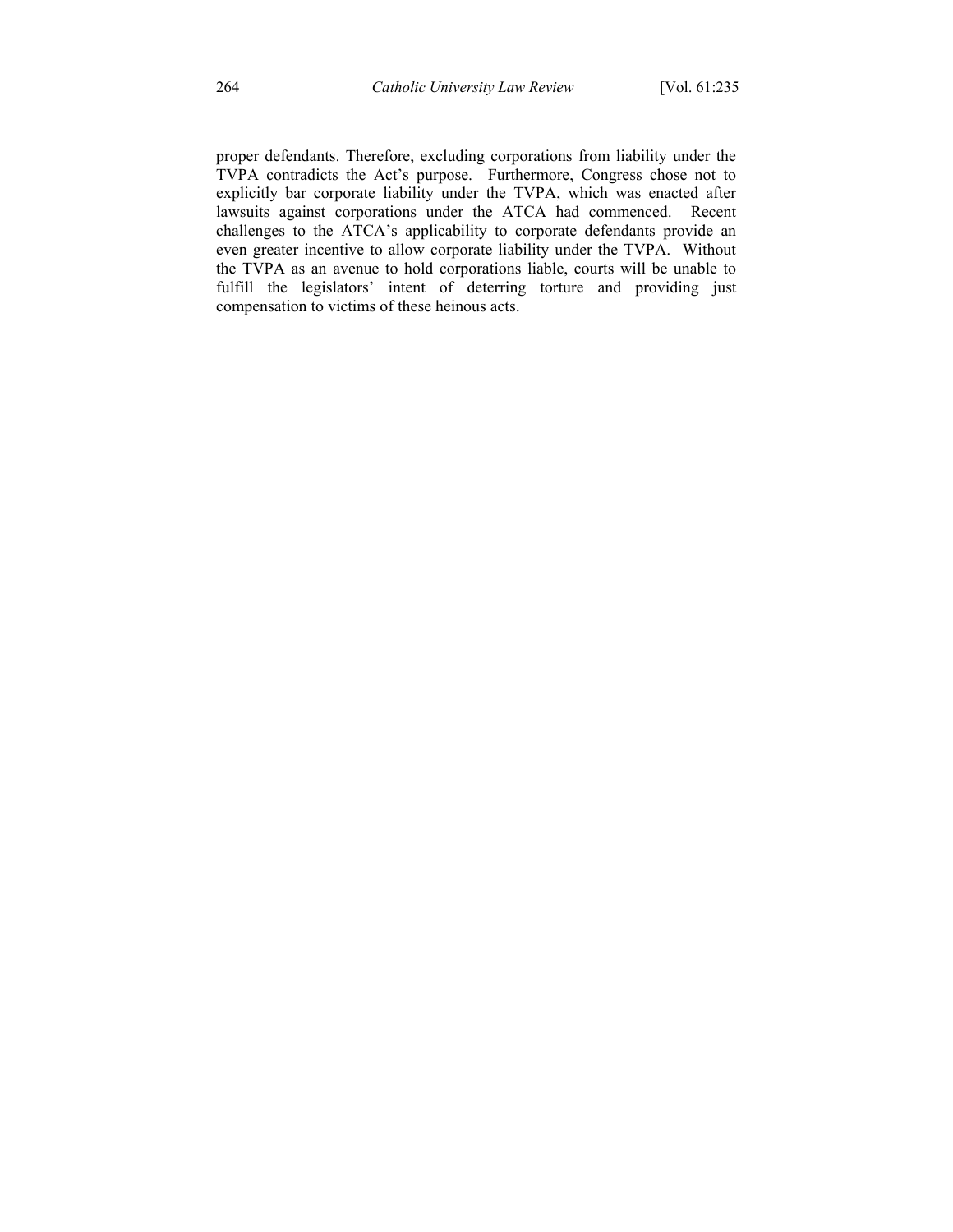proper defendants. Therefore, excluding corporations from liability under the TVPA contradicts the Act's purpose. Furthermore, Congress chose not to explicitly bar corporate liability under the TVPA, which was enacted after lawsuits against corporations under the ATCA had commenced. Recent challenges to the ATCA's applicability to corporate defendants provide an even greater incentive to allow corporate liability under the TVPA. Without the TVPA as an avenue to hold corporations liable, courts will be unable to fulfill the legislators' intent of deterring torture and providing just compensation to victims of these heinous acts.